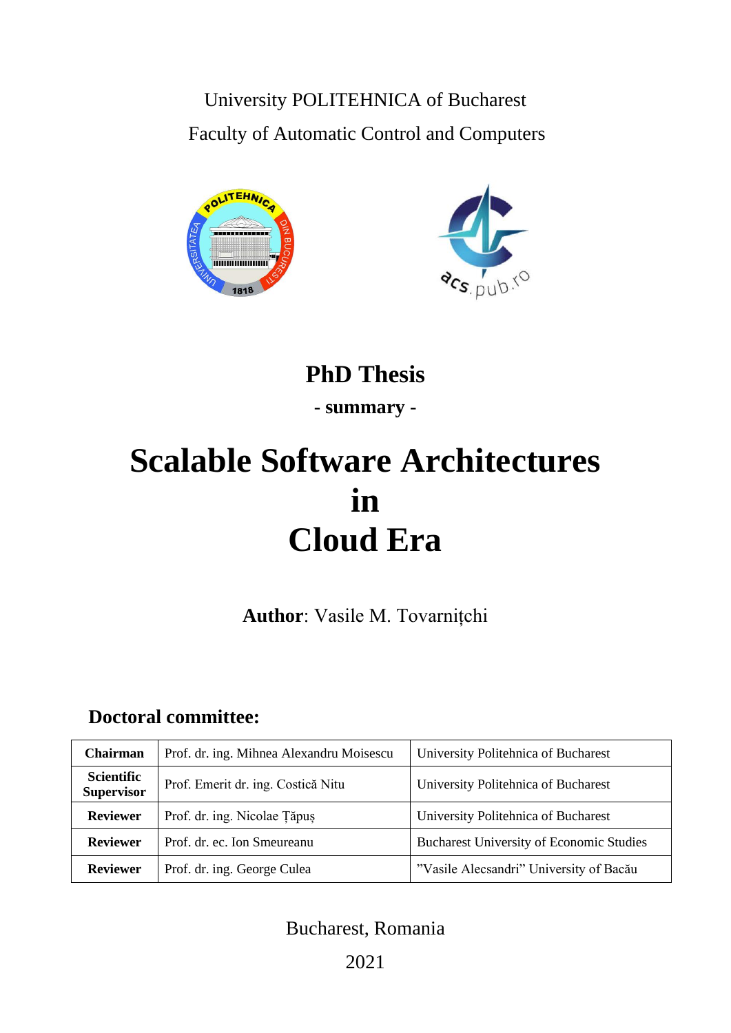University POLITEHNICA of Bucharest

Faculty of Automatic Control and Computers

# PhD Thesis

**- summary -**

# Scalable Software Architectures in Cloud Era

**Author**: Vasile M. Tovarnițchi

## Doctoral committee:

| | | |
|---|---|---|
| **Chairman** | Prof. dr. ing. Mihnea Alexandru Moisescu | University Politehnica of Bucharest |
| **Scientific Supervisor** | Prof. Emerit dr. ing. Costică Nitu | University Politehnica of Bucharest |
| **Reviewer** | Prof. dr. ing. Nicolae Țăpuș | University Politehnica of Bucharest |
| **Reviewer** | Prof. dr. ec. Ion Smeureanu | Bucharest University of Economic Studies |
| **Reviewer** | Prof. dr. ing. George Culea | ”Vasile Alecsandri” University of Bacău |

Bucharest, Romania

2021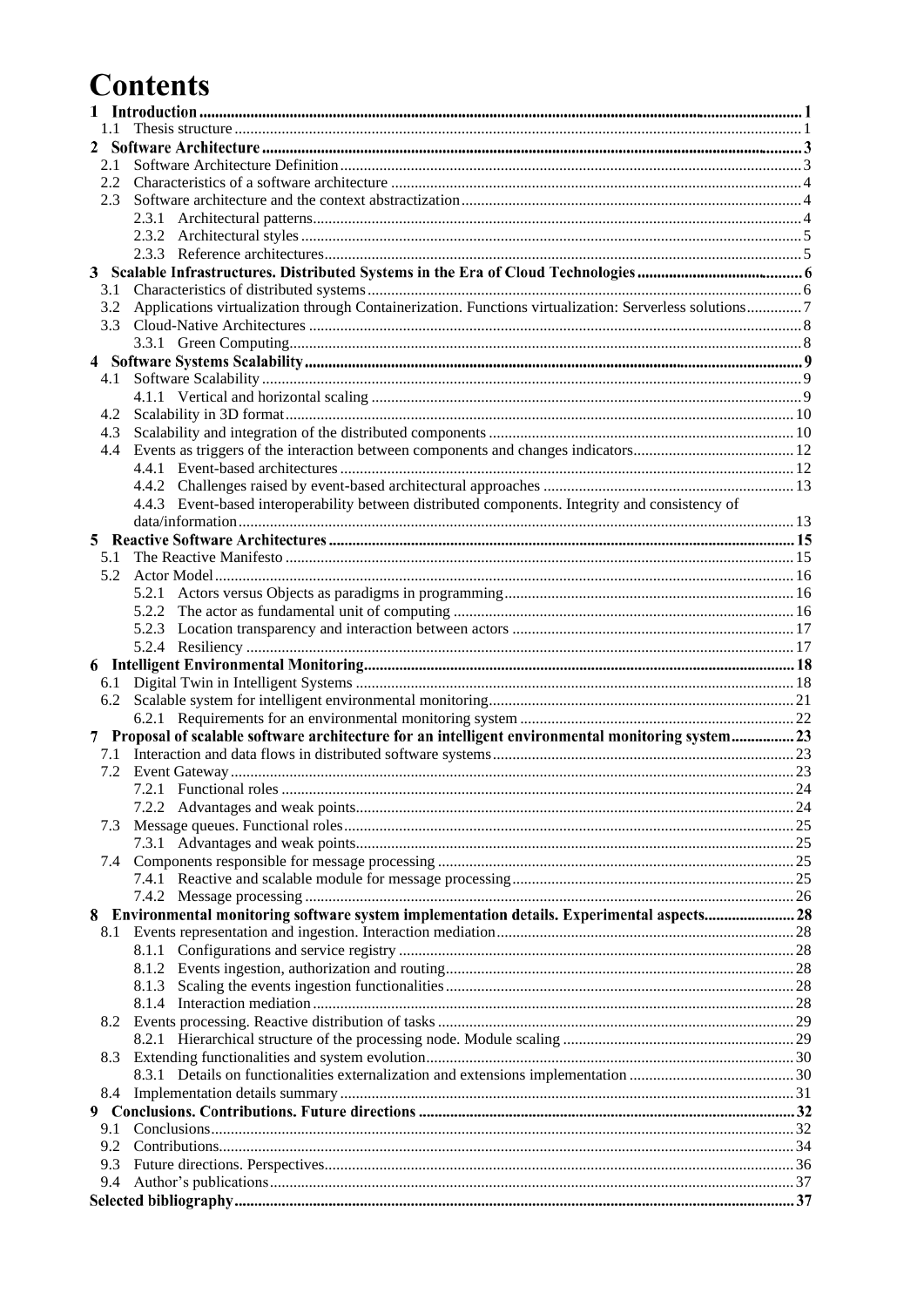# Contents

- 1 Introduction ..... 1
  - 1.1 Thesis structure ..... 1
- 2 Software Architecture ..... 3
  - 2.1 Software Architecture Definition ..... 3
  - 2.2 Characteristics of a software architecture ..... 4
  - 2.3 Software architecture and the context abstractization ..... 4
    - 2.3.1 Architectural patterns ..... 4
    - 2.3.2 Architectural styles ..... 5
    - 2.3.3 Reference architectures ..... 5
- 3 Scalable Infrastructures. Distributed Systems in the Era of Cloud Technologies ..... 6
  - 3.1 Characteristics of distributed systems ..... 6
  - 3.2 Applications virtualization through Containerization. Functions virtualization: Serverless solutions ..... 7
  - 3.3 Cloud-Native Architectures ..... 8
    - 3.3.1 Green Computing ..... 8
- 4 Software Systems Scalability ..... 9
  - 4.1 Software Scalability ..... 9
    - 4.1.1 Vertical and horizontal scaling ..... 9
  - 4.2 Scalability in 3D format ..... 10
  - 4.3 Scalability and integration of the distributed components ..... 10
  - 4.4 Events as triggers of the interaction between components and changes indicators ..... 12
    - 4.4.1 Event-based architectures ..... 12
    - 4.4.2 Challenges raised by event-based architectural approaches ..... 13
    - 4.4.3 Event-based interoperability between distributed components. Integrity and consistency of data/information ..... 13
- 5 Reactive Software Architectures ..... 15
  - 5.1 The Reactive Manifesto ..... 15
  - 5.2 Actor Model ..... 16
    - 5.2.1 Actors versus Objects as paradigms in programming ..... 16
    - 5.2.2 The actor as fundamental unit of computing ..... 16
    - 5.2.3 Location transparency and interaction between actors ..... 17
    - 5.2.4 Resiliency ..... 17
- 6 Intelligent Environmental Monitoring ..... 18
  - 6.1 Digital Twin in Intelligent Systems ..... 18
  - 6.2 Scalable system for intelligent environmental monitoring ..... 21
    - 6.2.1 Requirements for an environmental monitoring system ..... 22
- 7 Proposal of scalable software architecture for an intelligent environmental monitoring system ..... 23
  - 7.1 Interaction and data flows in distributed software systems ..... 23
  - 7.2 Event Gateway ..... 23
    - 7.2.1 Functional roles ..... 24
    - 7.2.2 Advantages and weak points ..... 24
  - 7.3 Message queues. Functional roles ..... 25
    - 7.3.1 Advantages and weak points ..... 25
  - 7.4 Components responsible for message processing ..... 25
    - 7.4.1 Reactive and scalable module for message processing ..... 25
    - 7.4.2 Message processing ..... 26
- 8 Environmental monitoring software system implementation details. Experimental aspects ..... 28
  - 8.1 Events representation and ingestion. Interaction mediation ..... 28
    - 8.1.1 Configurations and service registry ..... 28
    - 8.1.2 Events ingestion, authorization and routing ..... 28
    - 8.1.3 Scaling the events ingestion functionalities ..... 28
    - 8.1.4 Interaction mediation ..... 28
  - 8.2 Events processing. Reactive distribution of tasks ..... 29
    - 8.2.1 Hierarchical structure of the processing node. Module scaling ..... 29
  - 8.3 Extending functionalities and system evolution ..... 30
    - 8.3.1 Details on functionalities externalization and extensions implementation ..... 30
  - 8.4 Implementation details summary ..... 31
- 9 Conclusions. Contributions. Future directions ..... 32
  - 9.1 Conclusions ..... 32
  - 9.2 Contributions ..... 34
  - 9.3 Future directions. Perspectives ..... 36
  - 9.4 Author's publications ..... 37
- Selected bibliography ..... 37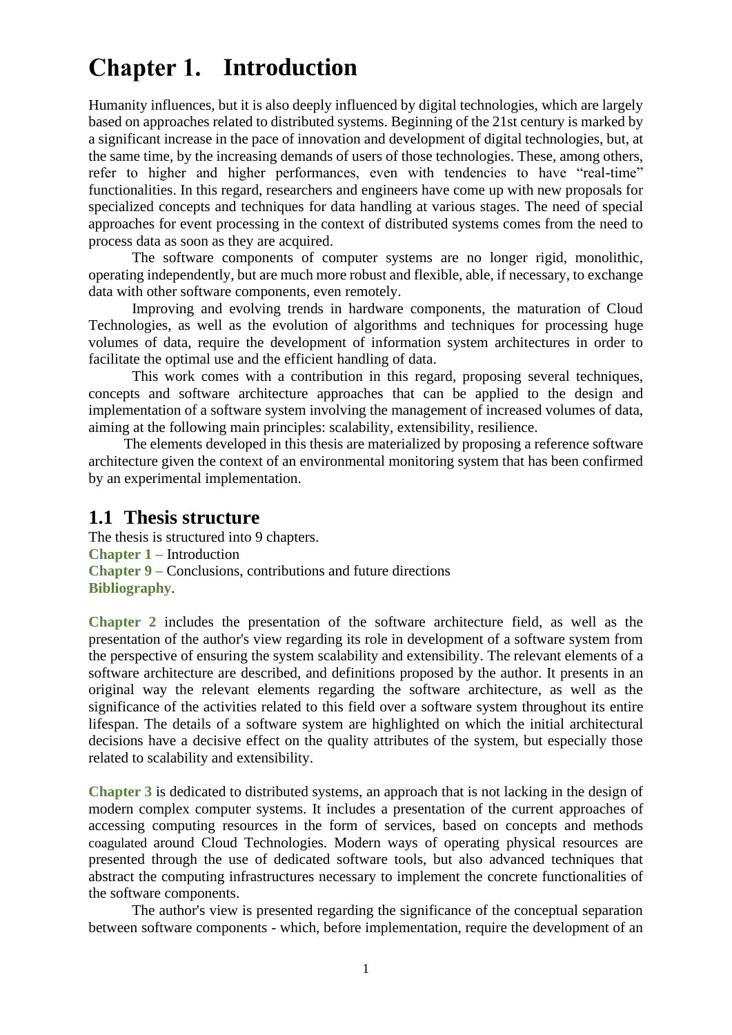# Chapter 1. Introduction

Humanity influences, but it is also deeply influenced by digital technologies, which are largely based on approaches related to distributed systems. Beginning of the 21st century is marked by a significant increase in the pace of innovation and development of digital technologies, but, at the same time, by the increasing demands of users of those technologies. These, among others, refer to higher and higher performances, even with tendencies to have "real-time" functionalities. In this regard, researchers and engineers have come up with new proposals for specialized concepts and techniques for data handling at various stages. The need of special approaches for event processing in the context of distributed systems comes from the need to process data as soon as they are acquired.

The software components of computer systems are no longer rigid, monolithic, operating independently, but are much more robust and flexible, able, if necessary, to exchange data with other software components, even remotely.

Improving and evolving trends in hardware components, the maturation of Cloud Technologies, as well as the evolution of algorithms and techniques for processing huge volumes of data, require the development of information system architectures in order to facilitate the optimal use and the efficient handling of data.

This work comes with a contribution in this regard, proposing several techniques, concepts and software architecture approaches that can be applied to the design and implementation of a software system involving the management of increased volumes of data, aiming at the following main principles: scalability, extensibility, resilience.

The elements developed in this thesis are materialized by proposing a reference software architecture given the context of an environmental monitoring system that has been confirmed by an experimental implementation.

## 1.1 Thesis structure

The thesis is structured into 9 chapters.
**Chapter 1** – Introduction
**Chapter 9** – Conclusions, contributions and future directions
**Bibliography**.

**Chapter 2** includes the presentation of the software architecture field, as well as the presentation of the author's view regarding its role in development of a software system from the perspective of ensuring the system scalability and extensibility. The relevant elements of a software architecture are described, and definitions proposed by the author. It presents in an original way the relevant elements regarding the software architecture, as well as the significance of the activities related to this field over a software system throughout its entire lifespan. The details of a software system are highlighted on which the initial architectural decisions have a decisive effect on the quality attributes of the system, but especially those related to scalability and extensibility.

**Chapter 3** is dedicated to distributed systems, an approach that is not lacking in the design of modern complex computer systems. It includes a presentation of the current approaches of accessing computing resources in the form of services, based on concepts and methods coagulated around Cloud Technologies. Modern ways of operating physical resources are presented through the use of dedicated software tools, but also advanced techniques that abstract the computing infrastructures necessary to implement the concrete functionalities of the software components.

The author's view is presented regarding the significance of the conceptual separation between software components - which, before implementation, require the development of an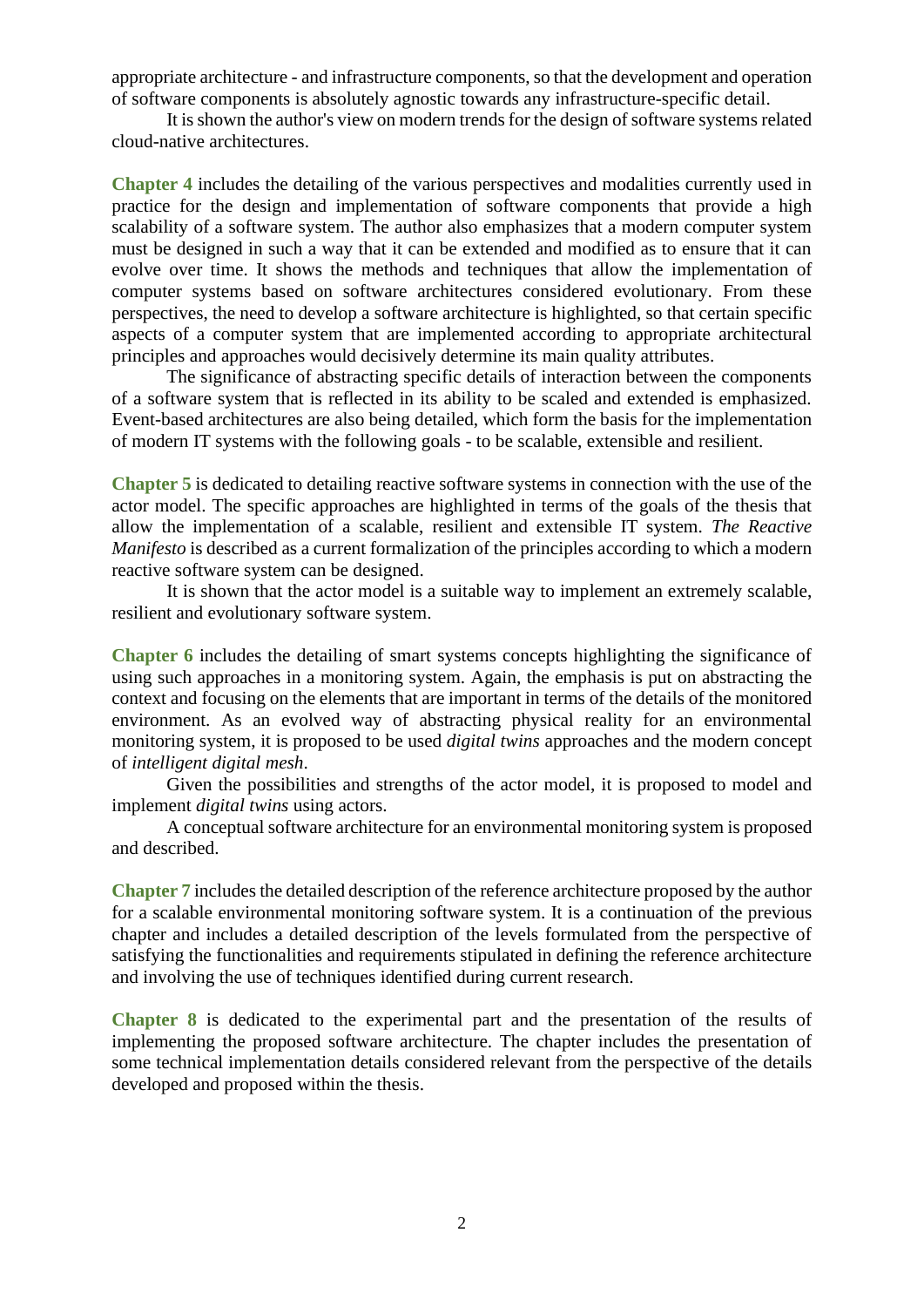appropriate architecture - and infrastructure components, so that the development and operation of software components is absolutely agnostic towards any infrastructure-specific detail.

It is shown the author's view on modern trends for the design of software systems related cloud-native architectures.

**Chapter 4** includes the detailing of the various perspectives and modalities currently used in practice for the design and implementation of software components that provide a high scalability of a software system. The author also emphasizes that a modern computer system must be designed in such a way that it can be extended and modified as to ensure that it can evolve over time. It shows the methods and techniques that allow the implementation of computer systems based on software architectures considered evolutionary. From these perspectives, the need to develop a software architecture is highlighted, so that certain specific aspects of a computer system that are implemented according to appropriate architectural principles and approaches would decisively determine its main quality attributes.

The significance of abstracting specific details of interaction between the components of a software system that is reflected in its ability to be scaled and extended is emphasized. Event-based architectures are also being detailed, which form the basis for the implementation of modern IT systems with the following goals - to be scalable, extensible and resilient.

**Chapter 5** is dedicated to detailing reactive software systems in connection with the use of the actor model. The specific approaches are highlighted in terms of the goals of the thesis that allow the implementation of a scalable, resilient and extensible IT system. *The Reactive Manifesto* is described as a current formalization of the principles according to which a modern reactive software system can be designed.

It is shown that the actor model is a suitable way to implement an extremely scalable, resilient and evolutionary software system.

**Chapter 6** includes the detailing of smart systems concepts highlighting the significance of using such approaches in a monitoring system. Again, the emphasis is put on abstracting the context and focusing on the elements that are important in terms of the details of the monitored environment. As an evolved way of abstracting physical reality for an environmental monitoring system, it is proposed to be used *digital twins* approaches and the modern concept of *intelligent digital mesh*.

Given the possibilities and strengths of the actor model, it is proposed to model and implement *digital twins* using actors.

A conceptual software architecture for an environmental monitoring system is proposed and described.

**Chapter 7** includes the detailed description of the reference architecture proposed by the author for a scalable environmental monitoring software system. It is a continuation of the previous chapter and includes a detailed description of the levels formulated from the perspective of satisfying the functionalities and requirements stipulated in defining the reference architecture and involving the use of techniques identified during current research.

**Chapter 8** is dedicated to the experimental part and the presentation of the results of implementing the proposed software architecture. The chapter includes the presentation of some technical implementation details considered relevant from the perspective of the details developed and proposed within the thesis.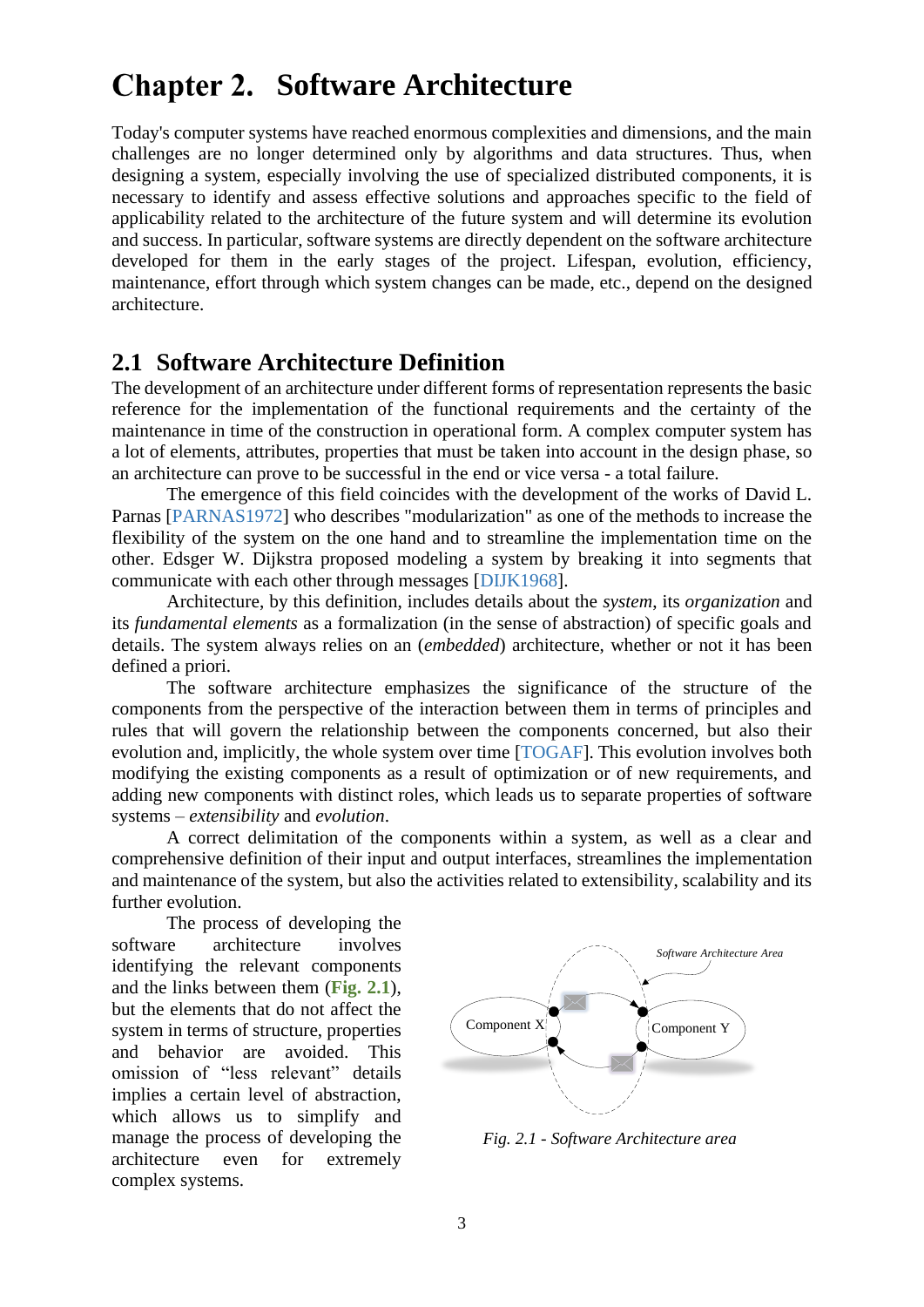# Chapter 2. Software Architecture

Today's computer systems have reached enormous complexities and dimensions, and the main challenges are no longer determined only by algorithms and data structures. Thus, when designing a system, especially involving the use of specialized distributed components, it is necessary to identify and assess effective solutions and approaches specific to the field of applicability related to the architecture of the future system and will determine its evolution and success. In particular, software systems are directly dependent on the software architecture developed for them in the early stages of the project. Lifespan, evolution, efficiency, maintenance, effort through which system changes can be made, etc., depend on the designed architecture.

## 2.1 Software Architecture Definition

The development of an architecture under different forms of representation represents the basic reference for the implementation of the functional requirements and the certainty of the maintenance in time of the construction in operational form. A complex computer system has a lot of elements, attributes, properties that must be taken into account in the design phase, so an architecture can prove to be successful in the end or vice versa - a total failure.

The emergence of this field coincides with the development of the works of David L. Parnas [PARNAS1972] who describes "modularization" as one of the methods to increase the flexibility of the system on the one hand and to streamline the implementation time on the other. Edsger W. Dijkstra proposed modeling a system by breaking it into segments that communicate with each other through messages [DIJK1968].

Architecture, by this definition, includes details about the *system*, its *organization* and its *fundamental elements* as a formalization (in the sense of abstraction) of specific goals and details. The system always relies on an (*embedded*) architecture, whether or not it has been defined a priori.

The software architecture emphasizes the significance of the structure of the components from the perspective of the interaction between them in terms of principles and rules that will govern the relationship between the components concerned, but also their evolution and, implicitly, the whole system over time [TOGAF]. This evolution involves both modifying the existing components as a result of optimization or of new requirements, and adding new components with distinct roles, which leads us to separate properties of software systems – *extensibility* and *evolution*.

A correct delimitation of the components within a system, as well as a clear and comprehensive definition of their input and output interfaces, streamlines the implementation and maintenance of the system, but also the activities related to extensibility, scalability and its further evolution.

The process of developing the software architecture involves identifying the relevant components and the links between them (**Fig. 2.1**), but the elements that do not affect the system in terms of structure, properties and behavior are avoided. This omission of "less relevant" details implies a certain level of abstraction, which allows us to simplify and manage the process of developing the architecture even for extremely complex systems.

Software Architecture Area

Component X

Component Y

*Fig. 2.1 - Software Architecture area*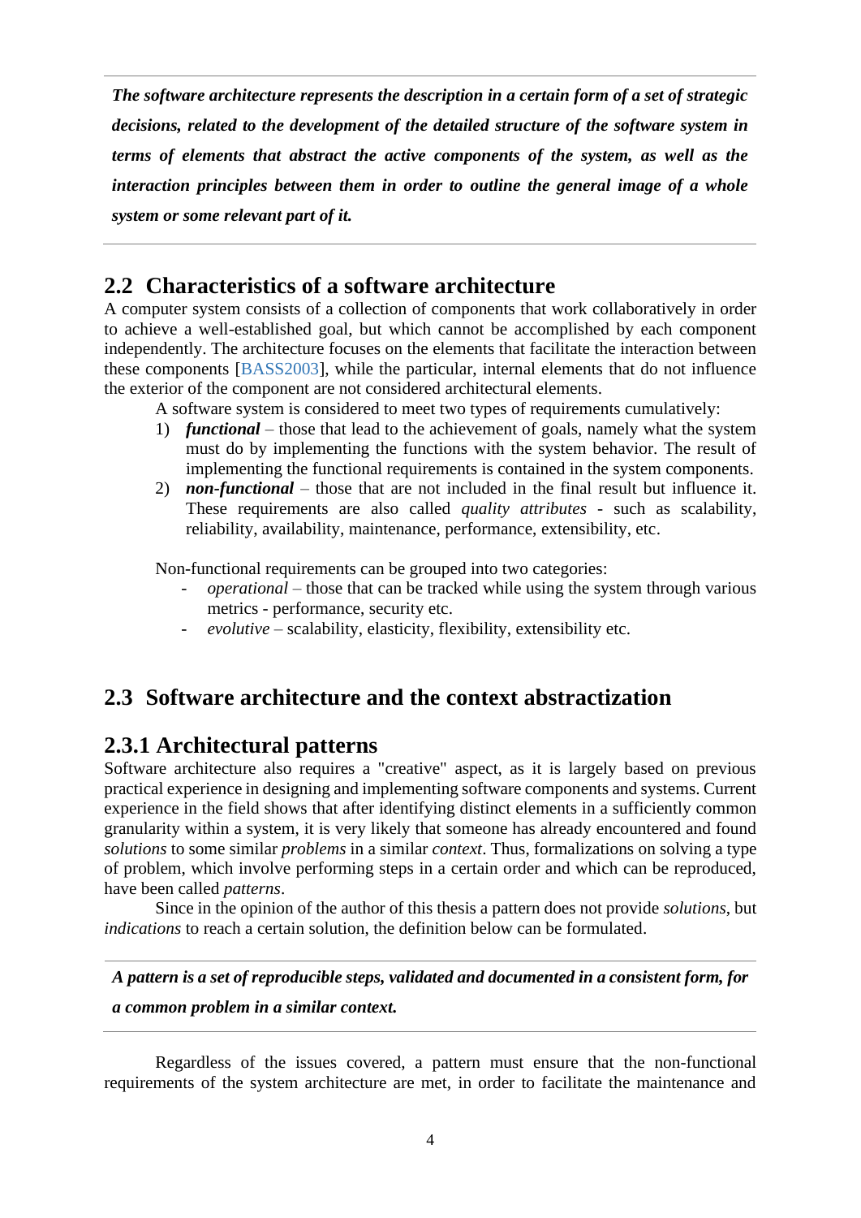***The software architecture represents the description in a certain form of a set of strategic decisions, related to the development of the detailed structure of the software system in terms of elements that abstract the active components of the system, as well as the interaction principles between them in order to outline the general image of a whole system or some relevant part of it.***

---

## 2.2 Characteristics of a software architecture

A computer system consists of a collection of components that work collaboratively in order to achieve a well-established goal, but which cannot be accomplished by each component independently. The architecture focuses on the elements that facilitate the interaction between these components [BASS2003], while the particular, internal elements that do not influence the exterior of the component are not considered architectural elements.

A software system is considered to meet two types of requirements cumulatively:

1) ***functional*** – those that lead to the achievement of goals, namely what the system must do by implementing the functions with the system behavior. The result of implementing the functional requirements is contained in the system components.
2) ***non-functional*** – those that are not included in the final result but influence it. These requirements are also called *quality attributes* - such as scalability, reliability, availability, maintenance, performance, extensibility, etc.

Non-functional requirements can be grouped into two categories:

- *operational* – those that can be tracked while using the system through various metrics - performance, security etc.
- *evolutive* – scalability, elasticity, flexibility, extensibility etc.

## 2.3 Software architecture and the context abstractization

### 2.3.1 Architectural patterns

Software architecture also requires a "creative" aspect, as it is largely based on previous practical experience in designing and implementing software components and systems. Current experience in the field shows that after identifying distinct elements in a sufficiently common granularity within a system, it is very likely that someone has already encountered and found *solutions* to some similar *problems* in a similar *context*. Thus, formalizations on solving a type of problem, which involve performing steps in a certain order and which can be reproduced, have been called *patterns*.

Since in the opinion of the author of this thesis a pattern does not provide *solutions*, but *indications* to reach a certain solution, the definition below can be formulated.

---

***A pattern is a set of reproducible steps, validated and documented in a consistent form, for a common problem in a similar context.***

---

Regardless of the issues covered, a pattern must ensure that the non-functional requirements of the system architecture are met, in order to facilitate the maintenance and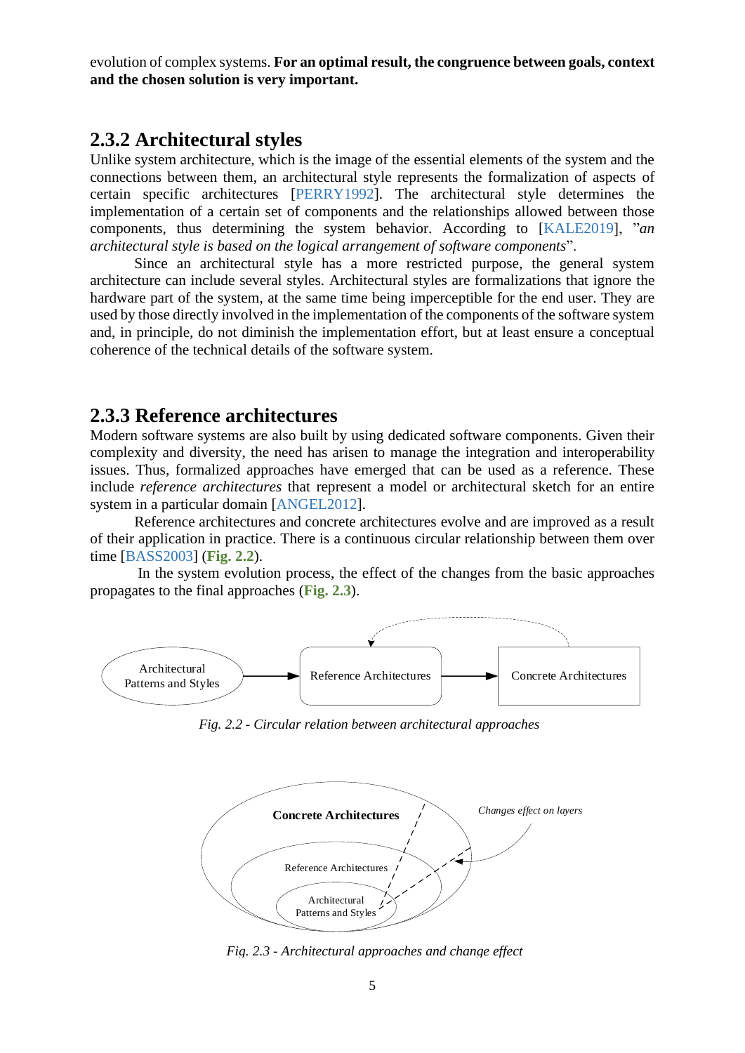evolution of complex systems. **For an optimal result, the congruence between goals, context and the chosen solution is very important.**

## 2.3.2 Architectural styles

Unlike system architecture, which is the image of the essential elements of the system and the connections between them, an architectural style represents the formalization of aspects of certain specific architectures [PERRY1992]. The architectural style determines the implementation of a certain set of components and the relationships allowed between those components, thus determining the system behavior. According to [KALE2019], "*an architectural style is based on the logical arrangement of software components*".

Since an architectural style has a more restricted purpose, the general system architecture can include several styles. Architectural styles are formalizations that ignore the hardware part of the system, at the same time being imperceptible for the end user. They are used by those directly involved in the implementation of the components of the software system and, in principle, do not diminish the implementation effort, but at least ensure a conceptual coherence of the technical details of the software system.

## 2.3.3 Reference architectures

Modern software systems are also built by using dedicated software components. Given their complexity and diversity, the need has arisen to manage the integration and interoperability issues. Thus, formalized approaches have emerged that can be used as a reference. These include *reference architectures* that represent a model or architectural sketch for an entire system in a particular domain [ANGEL2012].

Reference architectures and concrete architectures evolve and are improved as a result of their application in practice. There is a continuous circular relationship between them over time [BASS2003] (**Fig. 2.2**).

In the system evolution process, the effect of the changes from the basic approaches propagates to the final approaches (**Fig. 2.3**).

Architectural Patterns and Styles → Reference Architectures → Concrete Architectures

*Fig. 2.2 - Circular relation between architectural approaches*

Concrete Architectures / Reference Architectures / Architectural Patterns and Styles — Changes effect on layers

*Fig. 2.3 - Architectural approaches and change effect*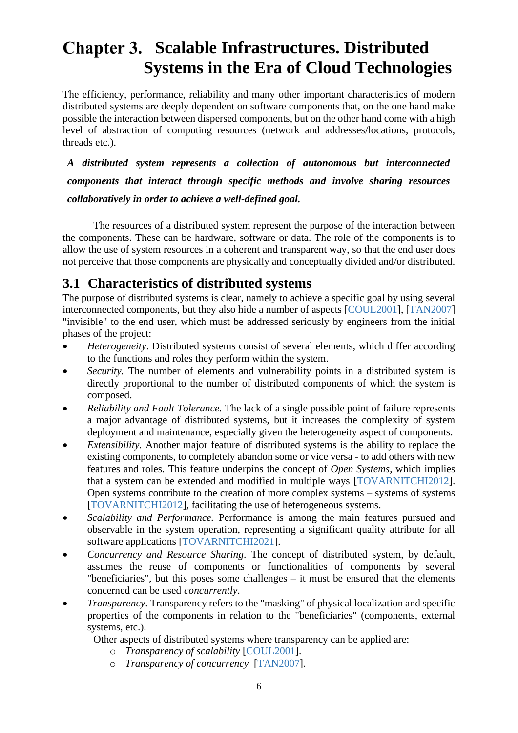# Chapter 3. Scalable Infrastructures. Distributed Systems in the Era of Cloud Technologies

The efficiency, performance, reliability and many other important characteristics of modern distributed systems are deeply dependent on software components that, on the one hand make possible the interaction between dispersed components, but on the other hand come with a high level of abstraction of computing resources (network and addresses/locations, protocols, threads etc.).

---

***A distributed system represents a collection of autonomous but interconnected components that interact through specific methods and involve sharing resources collaboratively in order to achieve a well-defined goal.***

---

The resources of a distributed system represent the purpose of the interaction between the components. These can be hardware, software or data. The role of the components is to allow the use of system resources in a coherent and transparent way, so that the end user does not perceive that those components are physically and conceptually divided and/or distributed.

## 3.1 Characteristics of distributed systems

The purpose of distributed systems is clear, namely to achieve a specific goal by using several interconnected components, but they also hide a number of aspects [COUL2001], [TAN2007] "invisible" to the end user, which must be addressed seriously by engineers from the initial phases of the project:

- *Heterogeneity*. Distributed systems consist of several elements, which differ according to the functions and roles they perform within the system.
- *Security.* The number of elements and vulnerability points in a distributed system is directly proportional to the number of distributed components of which the system is composed.
- *Reliability and Fault Tolerance.* The lack of a single possible point of failure represents a major advantage of distributed systems, but it increases the complexity of system deployment and maintenance, especially given the heterogeneity aspect of components.
- *Extensibility.* Another major feature of distributed systems is the ability to replace the existing components, to completely abandon some or vice versa - to add others with new features and roles. This feature underpins the concept of *Open Systems*, which implies that a system can be extended and modified in multiple ways [TOVARNITCHI2012]. Open systems contribute to the creation of more complex systems – systems of systems [TOVARNITCHI2012], facilitating the use of heterogeneous systems.
- *Scalability and Performance.* Performance is among the main features pursued and observable in the system operation, representing a significant quality attribute for all software applications [TOVARNITCHI2021].
- *Concurrency and Resource Sharing*. The concept of distributed system, by default, assumes the reuse of components or functionalities of components by several "beneficiaries", but this poses some challenges – it must be ensured that the elements concerned can be used *concurrently*.
- *Transparency*. Transparency refers to the "masking" of physical localization and specific properties of the components in relation to the "beneficiaries" (components, external systems, etc.).

  Other aspects of distributed systems where transparency can be applied are:
  - *Transparency of scalability* [COUL2001].
  - *Transparency of concurrency* [TAN2007].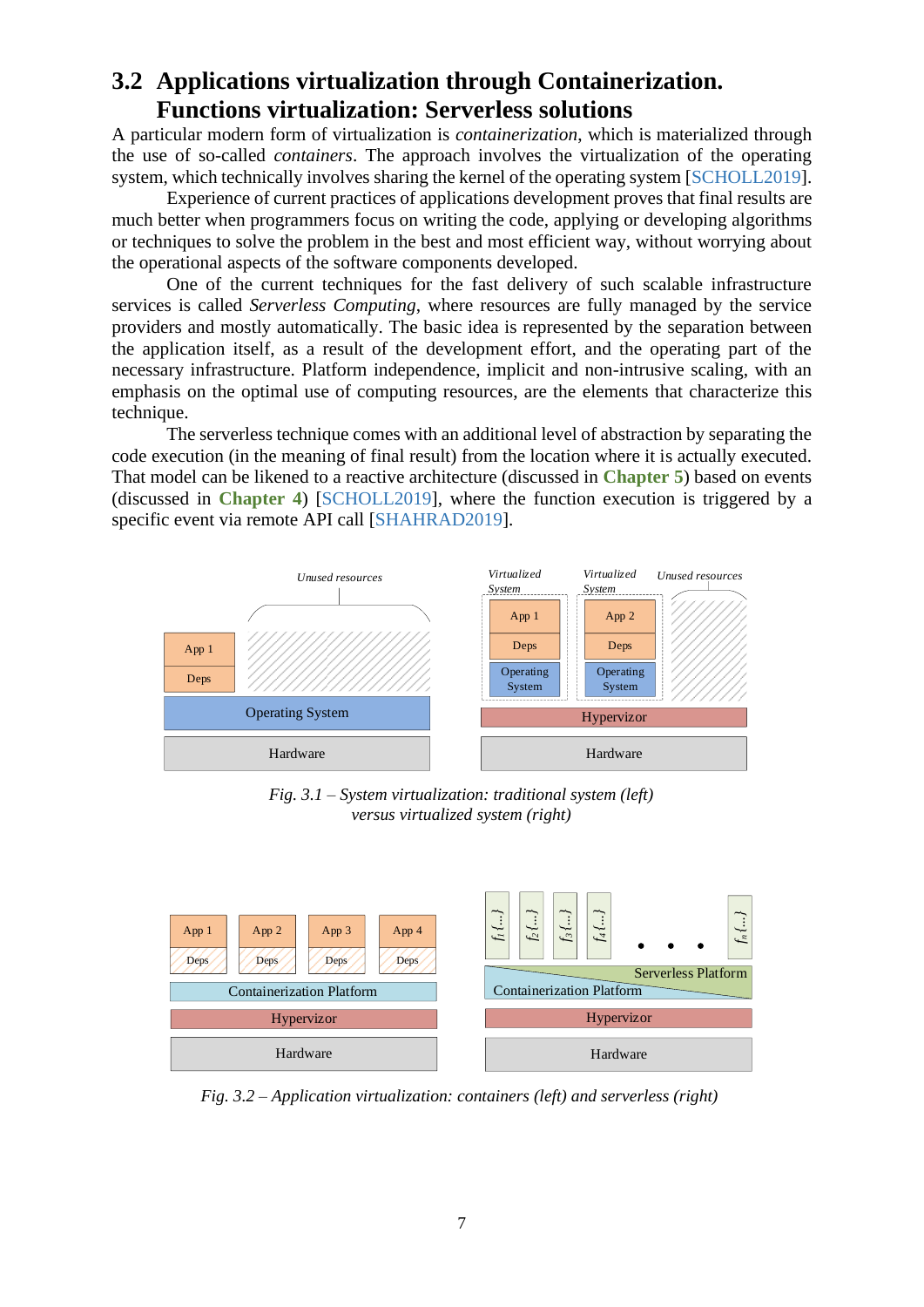## 3.2 Applications virtualization through Containerization. Functions virtualization: Serverless solutions

A particular modern form of virtualization is *containerization*, which is materialized through the use of so-called *containers*. The approach involves the virtualization of the operating system, which technically involves sharing the kernel of the operating system [SCHOLL2019].

Experience of current practices of applications development proves that final results are much better when programmers focus on writing the code, applying or developing algorithms or techniques to solve the problem in the best and most efficient way, without worrying about the operational aspects of the software components developed.

One of the current techniques for the fast delivery of such scalable infrastructure services is called *Serverless Computing*, where resources are fully managed by the service providers and mostly automatically. The basic idea is represented by the separation between the application itself, as a result of the development effort, and the operating part of the necessary infrastructure. Platform independence, implicit and non-intrusive scaling, with an emphasis on the optimal use of computing resources, are the elements that characterize this technique.

The serverless technique comes with an additional level of abstraction by separating the code execution (in the meaning of final result) from the location where it is actually executed. That model can be likened to a reactive architecture (discussed in **Chapter 5**) based on events (discussed in **Chapter 4**) [SCHOLL2019], where the function execution is triggered by a specific event via remote API call [SHAHRAD2019].

*Fig. 3.1 – System virtualization: traditional system (left) versus virtualized system (right)*

*Fig. 3.2 – Application virtualization: containers (left) and serverless (right)*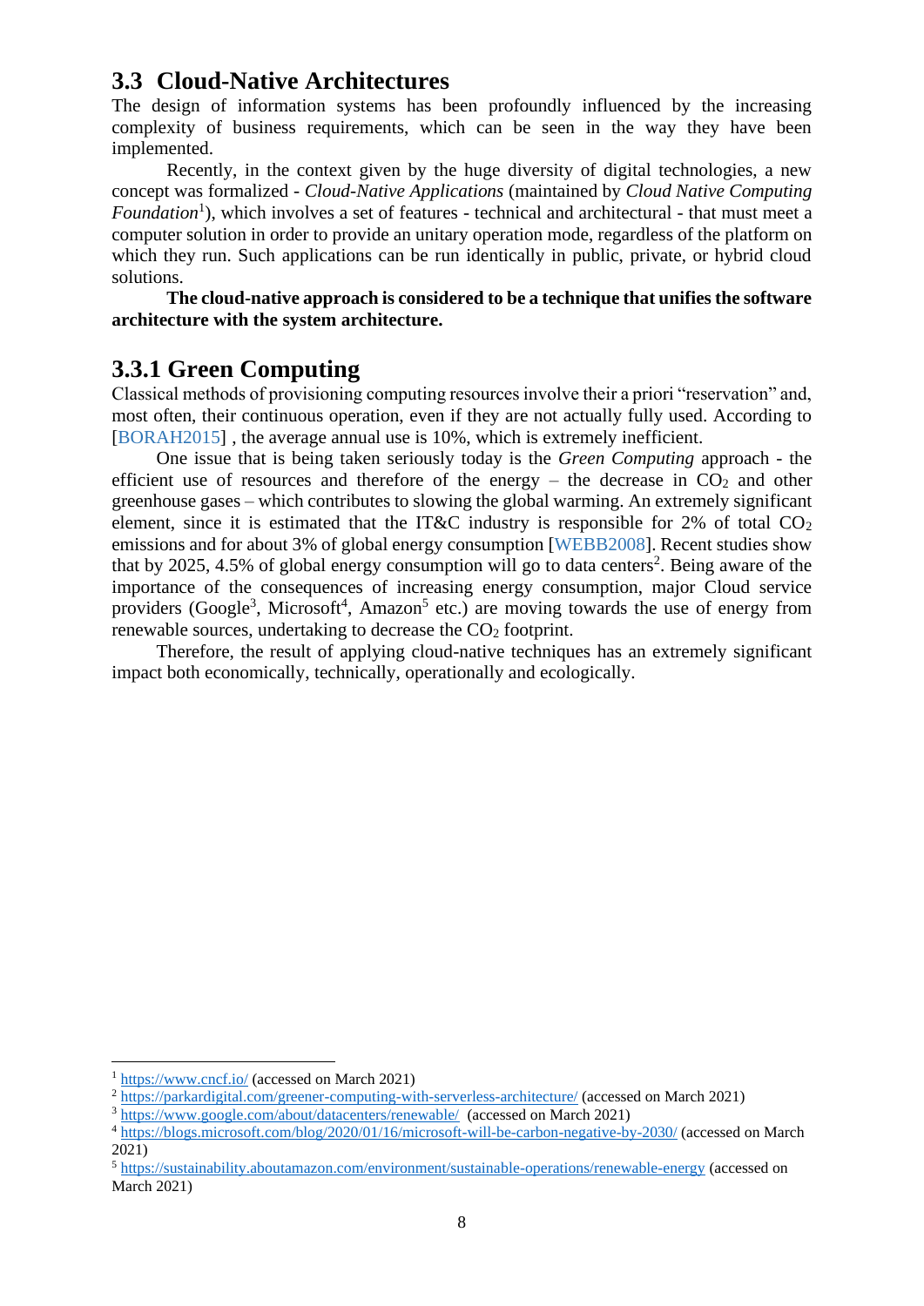## 3.3 Cloud-Native Architectures

The design of information systems has been profoundly influenced by the increasing complexity of business requirements, which can be seen in the way they have been implemented.

Recently, in the context given by the huge diversity of digital technologies, a new concept was formalized - *Cloud-Native Applications* (maintained by *Cloud Native Computing Foundation*[1]), which involves a set of features - technical and architectural - that must meet a computer solution in order to provide an unitary operation mode, regardless of the platform on which they run. Such applications can be run identically in public, private, or hybrid cloud solutions.

**The cloud-native approach is considered to be a technique that unifies the software architecture with the system architecture.**

### 3.3.1 Green Computing

Classical methods of provisioning computing resources involve their a priori "reservation" and, most often, their continuous operation, even if they are not actually fully used. According to [BORAH2015] , the average annual use is 10%, which is extremely inefficient.

One issue that is being taken seriously today is the *Green Computing* approach - the efficient use of resources and therefore of the energy – the decrease in $CO_2$ and other greenhouse gases – which contributes to slowing the global warming. An extremely significant element, since it is estimated that the IT&C industry is responsible for 2% of total $CO_2$ emissions and for about 3% of global energy consumption [WEBB2008]. Recent studies show that by 2025, 4.5% of global energy consumption will go to data centers[2]. Being aware of the importance of the consequences of increasing energy consumption, major Cloud service providers (Google[3], Microsoft[4], Amazon[5] etc.) are moving towards the use of energy from renewable sources, undertaking to decrease the $CO_2$ footprint.

Therefore, the result of applying cloud-native techniques has an extremely significant impact both economically, technically, operationally and ecologically.

---

[1] https://www.cncf.io/ (accessed on March 2021)

[2] https://parkardigital.com/greener-computing-with-serverless-architecture/ (accessed on March 2021)

[3] https://www.google.com/about/datacenters/renewable/ (accessed on March 2021)

[4] https://blogs.microsoft.com/blog/2020/01/16/microsoft-will-be-carbon-negative-by-2030/ (accessed on March 2021)

[5] https://sustainability.aboutamazon.com/environment/sustainable-operations/renewable-energy (accessed on March 2021)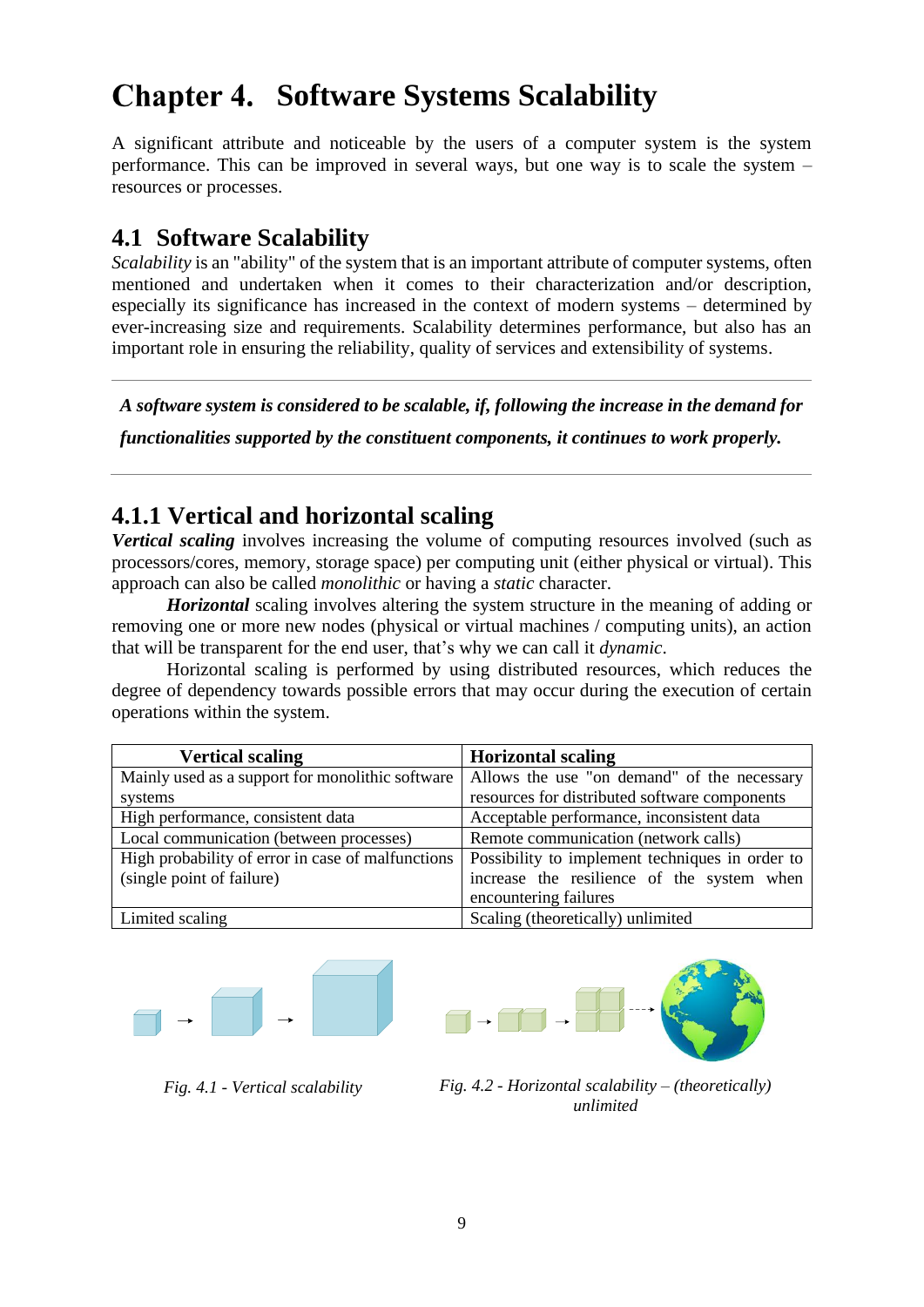# Chapter 4. Software Systems Scalability

A significant attribute and noticeable by the users of a computer system is the system performance. This can be improved in several ways, but one way is to scale the system – resources or processes.

## 4.1 Software Scalability

*Scalability* is an "ability" of the system that is an important attribute of computer systems, often mentioned and undertaken when it comes to their characterization and/or description, especially its significance has increased in the context of modern systems – determined by ever-increasing size and requirements. Scalability determines performance, but also has an important role in ensuring the reliability, quality of services and extensibility of systems.

---

***A software system is considered to be scalable, if, following the increase in the demand for functionalities supported by the constituent components, it continues to work properly.***

---

### 4.1.1 Vertical and horizontal scaling

***Vertical scaling*** involves increasing the volume of computing resources involved (such as processors/cores, memory, storage space) per computing unit (either physical or virtual). This approach can also be called *monolithic* or having a *static* character.

***Horizontal*** scaling involves altering the system structure in the meaning of adding or removing one or more new nodes (physical or virtual machines / computing units), an action that will be transparent for the end user, that's why we can call it *dynamic*.

Horizontal scaling is performed by using distributed resources, which reduces the degree of dependency towards possible errors that may occur during the execution of certain operations within the system.

| Vertical scaling | Horizontal scaling |
|---|---|
| Mainly used as a support for monolithic software systems | Allows the use "on demand" of the necessary resources for distributed software components |
| High performance, consistent data | Acceptable performance, inconsistent data |
| Local communication (between processes) | Remote communication (network calls) |
| High probability of error in case of malfunctions (single point of failure) | Possibility to implement techniques in order to increase the resilience of the system when encountering failures |
| Limited scaling | Scaling (theoretically) unlimited |

*Fig. 4.1 - Vertical scalability*

*Fig. 4.2 - Horizontal scalability – (theoretically) unlimited*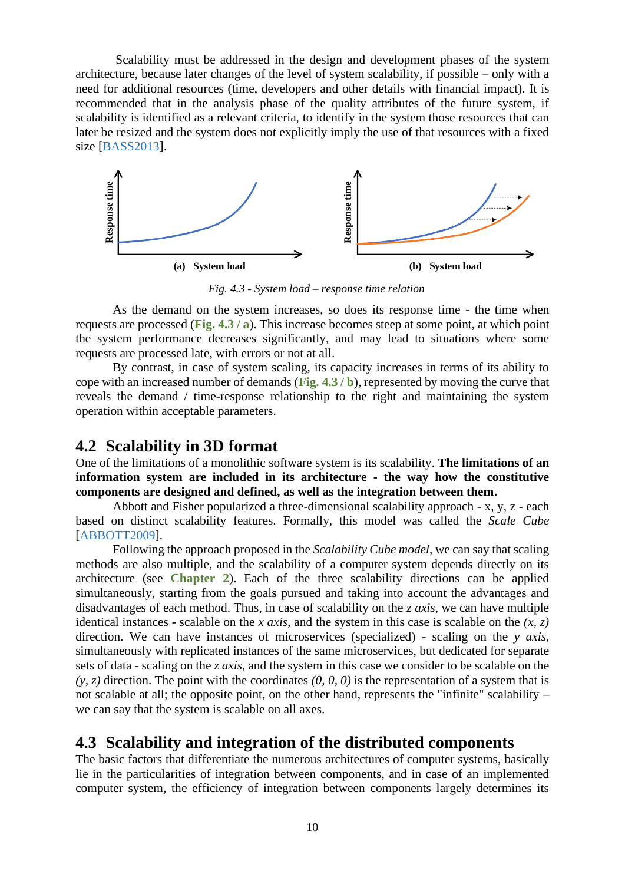Scalability must be addressed in the design and development phases of the system architecture, because later changes of the level of system scalability, if possible – only with a need for additional resources (time, developers and other details with financial impact). It is recommended that in the analysis phase of the quality attributes of the future system, if scalability is identified as a relevant criteria, to identify in the system those resources that can later be resized and the system does not explicitly imply the use of that resources with a fixed size [BASS2013].

*Fig. 4.3 - System load – response time relation*

As the demand on the system increases, so does its response time - the time when requests are processed (**Fig. 4.3 / a**). This increase becomes steep at some point, at which point the system performance decreases significantly, and may lead to situations where some requests are processed late, with errors or not at all.

By contrast, in case of system scaling, its capacity increases in terms of its ability to cope with an increased number of demands (**Fig. 4.3 / b**), represented by moving the curve that reveals the demand / time-response relationship to the right and maintaining the system operation within acceptable parameters.

## 4.2 Scalability in 3D format

One of the limitations of a monolithic software system is its scalability. **The limitations of an information system are included in its architecture - the way how the constitutive components are designed and defined, as well as the integration between them.**

Abbott and Fisher popularized a three-dimensional scalability approach - x, y, z - each based on distinct scalability features. Formally, this model was called the *Scale Cube* [ABBOTT2009].

Following the approach proposed in the *Scalability Cube model*, we can say that scaling methods are also multiple, and the scalability of a computer system depends directly on its architecture (see **Chapter 2**). Each of the three scalability directions can be applied simultaneously, starting from the goals pursued and taking into account the advantages and disadvantages of each method. Thus, in case of scalability on the *z axis*, we can have multiple identical instances - scalable on the *x axis*, and the system in this case is scalable on the *(x, z)* direction. We can have instances of microservices (specialized) - scaling on the *y axis*, simultaneously with replicated instances of the same microservices, but dedicated for separate sets of data - scaling on the *z axis*, and the system in this case we consider to be scalable on the *(y, z)* direction. The point with the coordinates *(0, 0, 0)* is the representation of a system that is not scalable at all; the opposite point, on the other hand, represents the "infinite" scalability – we can say that the system is scalable on all axes.

## 4.3 Scalability and integration of the distributed components

The basic factors that differentiate the numerous architectures of computer systems, basically lie in the particularities of integration between components, and in case of an implemented computer system, the efficiency of integration between components largely determines its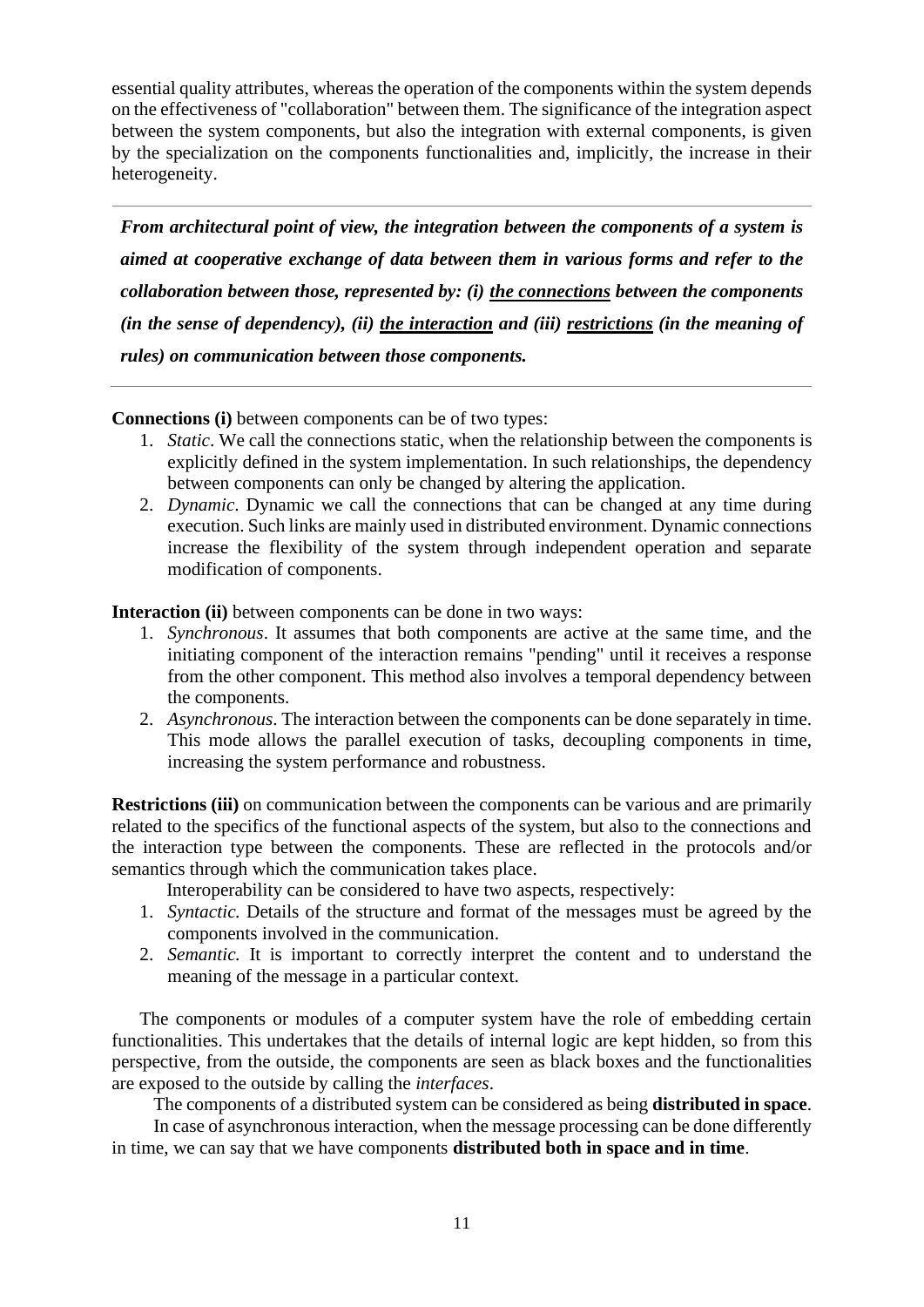essential quality attributes, whereas the operation of the components within the system depends on the effectiveness of "collaboration" between them. The significance of the integration aspect between the system components, but also the integration with external components, is given by the specialization on the components functionalities and, implicitly, the increase in their heterogeneity.

---

***From architectural point of view, the integration between the components of a system is aimed at cooperative exchange of data between them in various forms and refer to the collaboration between those, represented by: (i) <u>the connections</u> between the components (in the sense of dependency), (ii) <u>the interaction</u> and (iii) <u>restrictions</u> (in the meaning of rules) on communication between those components.***

---

**Connections (i)** between components can be of two types:

1. *Static*. We call the connections static, when the relationship between the components is explicitly defined in the system implementation. In such relationships, the dependency between components can only be changed by altering the application.
2. *Dynamic*. Dynamic we call the connections that can be changed at any time during execution. Such links are mainly used in distributed environment. Dynamic connections increase the flexibility of the system through independent operation and separate modification of components.

**Interaction (ii)** between components can be done in two ways:

1. *Synchronous*. It assumes that both components are active at the same time, and the initiating component of the interaction remains "pending" until it receives a response from the other component. This method also involves a temporal dependency between the components.
2. *Asynchronous*. The interaction between the components can be done separately in time. This mode allows the parallel execution of tasks, decoupling components in time, increasing the system performance and robustness.

**Restrictions (iii)** on communication between the components can be various and are primarily related to the specifics of the functional aspects of the system, but also to the connections and the interaction type between the components. These are reflected in the protocols and/or semantics through which the communication takes place.

Interoperability can be considered to have two aspects, respectively:

1. *Syntactic.* Details of the structure and format of the messages must be agreed by the components involved in the communication.
2. *Semantic.* It is important to correctly interpret the content and to understand the meaning of the message in a particular context.

The components or modules of a computer system have the role of embedding certain functionalities. This undertakes that the details of internal logic are kept hidden, so from this perspective, from the outside, the components are seen as black boxes and the functionalities are exposed to the outside by calling the *interfaces*.

The components of a distributed system can be considered as being **distributed in space**.

In case of asynchronous interaction, when the message processing can be done differently in time, we can say that we have components **distributed both in space and in time**.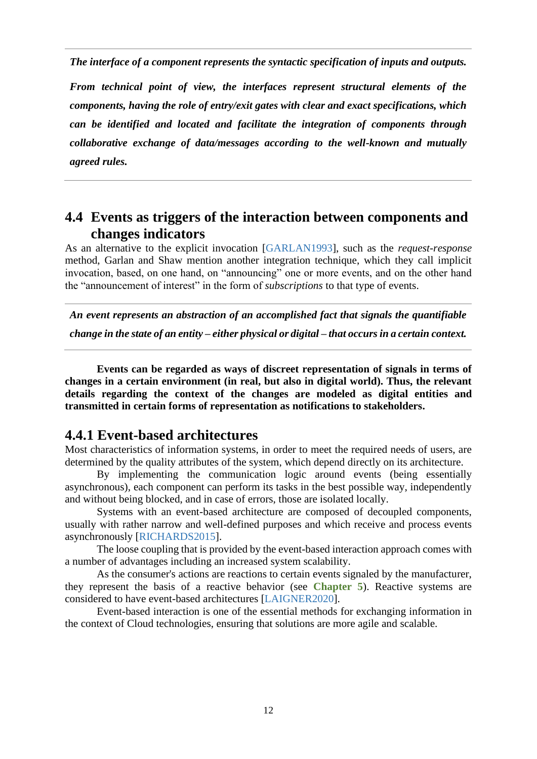***The interface of a component represents the syntactic specification of inputs and outputs.***

***From technical point of view, the interfaces represent structural elements of the components, having the role of entry/exit gates with clear and exact specifications, which can be identified and located and facilitate the integration of components through collaborative exchange of data/messages according to the well-known and mutually agreed rules.***

---

## 4.4 Events as triggers of the interaction between components and changes indicators

As an alternative to the explicit invocation [GARLAN1993], such as the *request-response* method, Garlan and Shaw mention another integration technique, which they call implicit invocation, based, on one hand, on "announcing" one or more events, and on the other hand the "announcement of interest" in the form of *subscriptions* to that type of events.

---

***An event represents an abstraction of an accomplished fact that signals the quantifiable change in the state of an entity – either physical or digital – that occurs in a certain context.***

---

**Events can be regarded as ways of discreet representation of signals in terms of changes in a certain environment (in real, but also in digital world). Thus, the relevant details regarding the context of the changes are modeled as digital entities and transmitted in certain forms of representation as notifications to stakeholders.**

### 4.4.1 Event-based architectures

Most characteristics of information systems, in order to meet the required needs of users, are determined by the quality attributes of the system, which depend directly on its architecture.

By implementing the communication logic around events (being essentially asynchronous), each component can perform its tasks in the best possible way, independently and without being blocked, and in case of errors, those are isolated locally.

Systems with an event-based architecture are composed of decoupled components, usually with rather narrow and well-defined purposes and which receive and process events asynchronously [RICHARDS2015].

The loose coupling that is provided by the event-based interaction approach comes with a number of advantages including an increased system scalability.

As the consumer's actions are reactions to certain events signaled by the manufacturer, they represent the basis of a reactive behavior (see **Chapter 5**). Reactive systems are considered to have event-based architectures [LAIGNER2020].

Event-based interaction is one of the essential methods for exchanging information in the context of Cloud technologies, ensuring that solutions are more agile and scalable.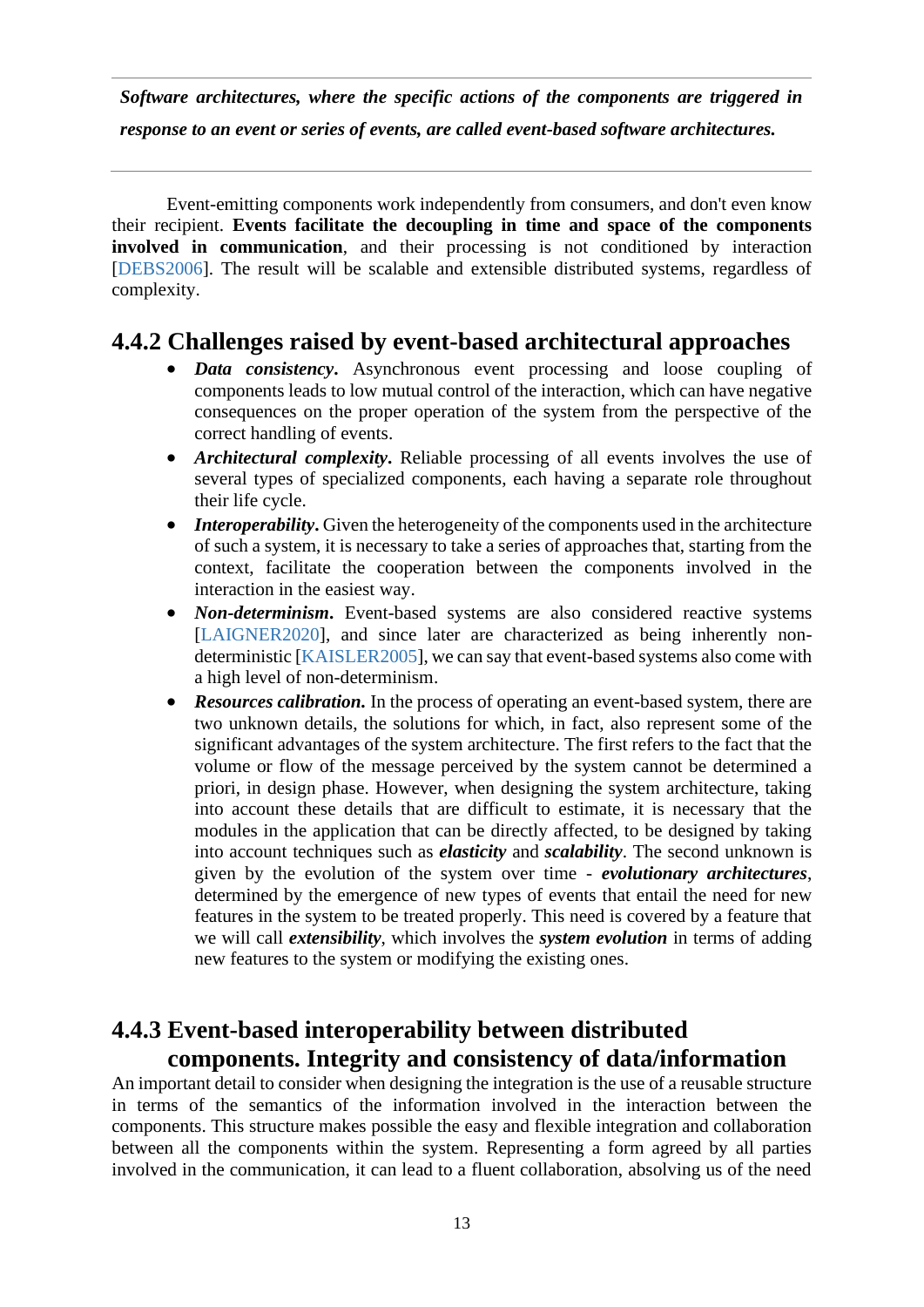***Software architectures, where the specific actions of the components are triggered in response to an event or series of events, are called event-based software architectures.***

Event-emitting components work independently from consumers, and don't even know their recipient. **Events facilitate the decoupling in time and space of the components involved in communication**, and their processing is not conditioned by interaction [DEBS2006]. The result will be scalable and extensible distributed systems, regardless of complexity.

### 4.4.2 Challenges raised by event-based architectural approaches

- ***Data consistency***. Asynchronous event processing and loose coupling of components leads to low mutual control of the interaction, which can have negative consequences on the proper operation of the system from the perspective of the correct handling of events.
- ***Architectural complexity***. Reliable processing of all events involves the use of several types of specialized components, each having a separate role throughout their life cycle.
- ***Interoperability***. Given the heterogeneity of the components used in the architecture of such a system, it is necessary to take a series of approaches that, starting from the context, facilitate the cooperation between the components involved in the interaction in the easiest way.
- ***Non-determinism***. Event-based systems are also considered reactive systems [LAIGNER2020], and since later are characterized as being inherently non-deterministic [KAISLER2005], we can say that event-based systems also come with a high level of non-determinism.
- ***Resources calibration***. In the process of operating an event-based system, there are two unknown details, the solutions for which, in fact, also represent some of the significant advantages of the system architecture. The first refers to the fact that the volume or flow of the message perceived by the system cannot be determined a priori, in design phase. However, when designing the system architecture, taking into account these details that are difficult to estimate, it is necessary that the modules in the application that can be directly affected, to be designed by taking into account techniques such as ***elasticity*** and ***scalability***. The second unknown is given by the evolution of the system over time - ***evolutionary architectures***, determined by the emergence of new types of events that entail the need for new features in the system to be treated properly. This need is covered by a feature that we will call ***extensibility***, which involves the ***system evolution*** in terms of adding new features to the system or modifying the existing ones.

### 4.4.3 Event-based interoperability between distributed components. Integrity and consistency of data/information

An important detail to consider when designing the integration is the use of a reusable structure in terms of the semantics of the information involved in the interaction between the components. This structure makes possible the easy and flexible integration and collaboration between all the components within the system. Representing a form agreed by all parties involved in the communication, it can lead to a fluent collaboration, absolving us of the need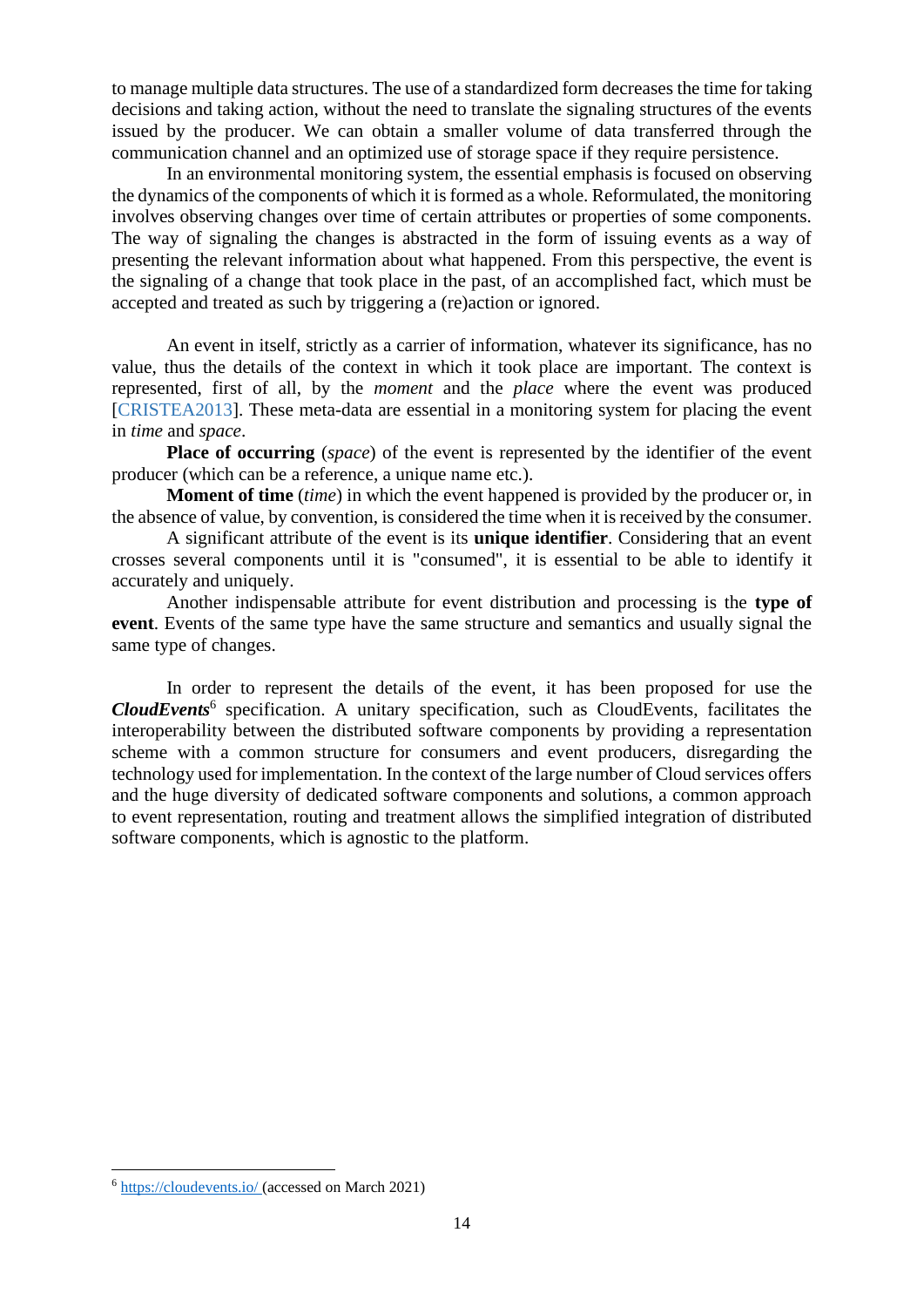to manage multiple data structures. The use of a standardized form decreases the time for taking decisions and taking action, without the need to translate the signaling structures of the events issued by the producer. We can obtain a smaller volume of data transferred through the communication channel and an optimized use of storage space if they require persistence.

In an environmental monitoring system, the essential emphasis is focused on observing the dynamics of the components of which it is formed as a whole. Reformulated, the monitoring involves observing changes over time of certain attributes or properties of some components. The way of signaling the changes is abstracted in the form of issuing events as a way of presenting the relevant information about what happened. From this perspective, the event is the signaling of a change that took place in the past, of an accomplished fact, which must be accepted and treated as such by triggering a (re)action or ignored.

An event in itself, strictly as a carrier of information, whatever its significance, has no value, thus the details of the context in which it took place are important. The context is represented, first of all, by the *moment* and the *place* where the event was produced [CRISTEA2013]. These meta-data are essential in a monitoring system for placing the event in *time* and *space*.

**Place of occurring** (*space*) of the event is represented by the identifier of the event producer (which can be a reference, a unique name etc.).

**Moment of time** (*time*) in which the event happened is provided by the producer or, in the absence of value, by convention, is considered the time when it is received by the consumer.

A significant attribute of the event is its **unique identifier**. Considering that an event crosses several components until it is "consumed", it is essential to be able to identify it accurately and uniquely.

Another indispensable attribute for event distribution and processing is the **type of event**. Events of the same type have the same structure and semantics and usually signal the same type of changes.

In order to represent the details of the event, it has been proposed for use the ***CloudEvents***[6] specification. A unitary specification, such as CloudEvents, facilitates the interoperability between the distributed software components by providing a representation scheme with a common structure for consumers and event producers, disregarding the technology used for implementation. In the context of the large number of Cloud services offers and the huge diversity of dedicated software components and solutions, a common approach to event representation, routing and treatment allows the simplified integration of distributed software components, which is agnostic to the platform.

[6] https://cloudevents.io/ (accessed on March 2021)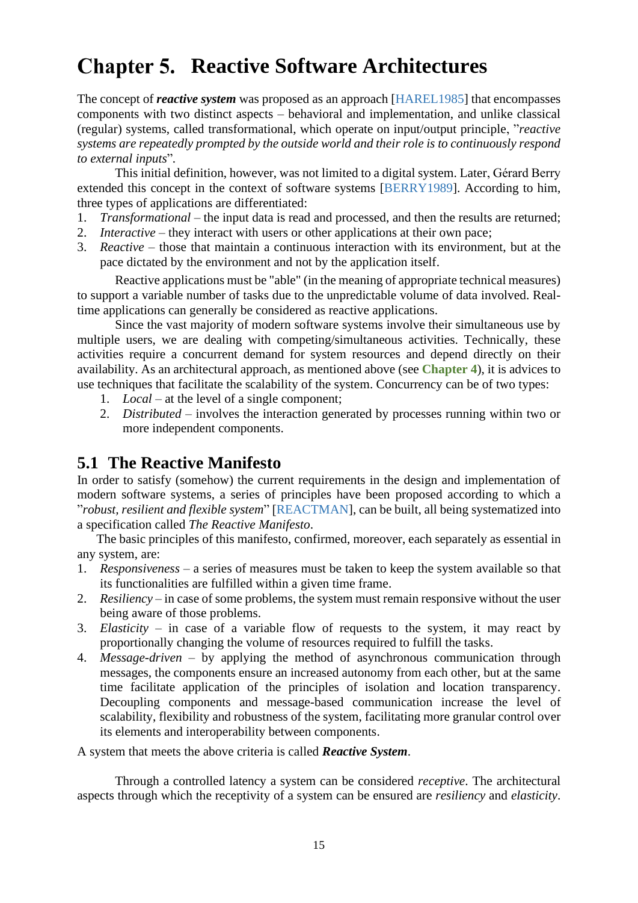# Chapter 5. Reactive Software Architectures

The concept of ***reactive system*** was proposed as an approach [HAREL1985] that encompasses components with two distinct aspects – behavioral and implementation, and unlike classical (regular) systems, called transformational, which operate on input/output principle, ”*reactive systems are repeatedly prompted by the outside world and their role is to continuously respond to external inputs*”.

This initial definition, however, was not limited to a digital system. Later, Gérard Berry extended this concept in the context of software systems [BERRY1989]. According to him, three types of applications are differentiated:

1. *Transformational* – the input data is read and processed, and then the results are returned;
2. *Interactive* – they interact with users or other applications at their own pace;
3. *Reactive* – those that maintain a continuous interaction with its environment, but at the pace dictated by the environment and not by the application itself.

Reactive applications must be "able" (in the meaning of appropriate technical measures) to support a variable number of tasks due to the unpredictable volume of data involved. Real-time applications can generally be considered as reactive applications.

Since the vast majority of modern software systems involve their simultaneous use by multiple users, we are dealing with competing/simultaneous activities. Technically, these activities require a concurrent demand for system resources and depend directly on their availability. As an architectural approach, as mentioned above (see **Chapter 4**), it is advices to use techniques that facilitate the scalability of the system. Concurrency can be of two types:

1. *Local* – at the level of a single component;
2. *Distributed* – involves the interaction generated by processes running within two or more independent components.

## 5.1 The Reactive Manifesto

In order to satisfy (somehow) the current requirements in the design and implementation of modern software systems, a series of principles have been proposed according to which a ”*robust, resilient and flexible system*” [REACTMAN], can be built, all being systematized into a specification called *The Reactive Manifesto*.

The basic principles of this manifesto, confirmed, moreover, each separately as essential in any system, are:

1. *Responsiveness* – a series of measures must be taken to keep the system available so that its functionalities are fulfilled within a given time frame.
2. *Resiliency* – in case of some problems, the system must remain responsive without the user being aware of those problems.
3. *Elasticity* – in case of a variable flow of requests to the system, it may react by proportionally changing the volume of resources required to fulfill the tasks.
4. *Message-driven* – by applying the method of asynchronous communication through messages, the components ensure an increased autonomy from each other, but at the same time facilitate application of the principles of isolation and location transparency. Decoupling components and message-based communication increase the level of scalability, flexibility and robustness of the system, facilitating more granular control over its elements and interoperability between components.

A system that meets the above criteria is called ***Reactive System***.

Through a controlled latency a system can be considered *receptive*. The architectural aspects through which the receptivity of a system can be ensured are *resiliency* and *elasticity*.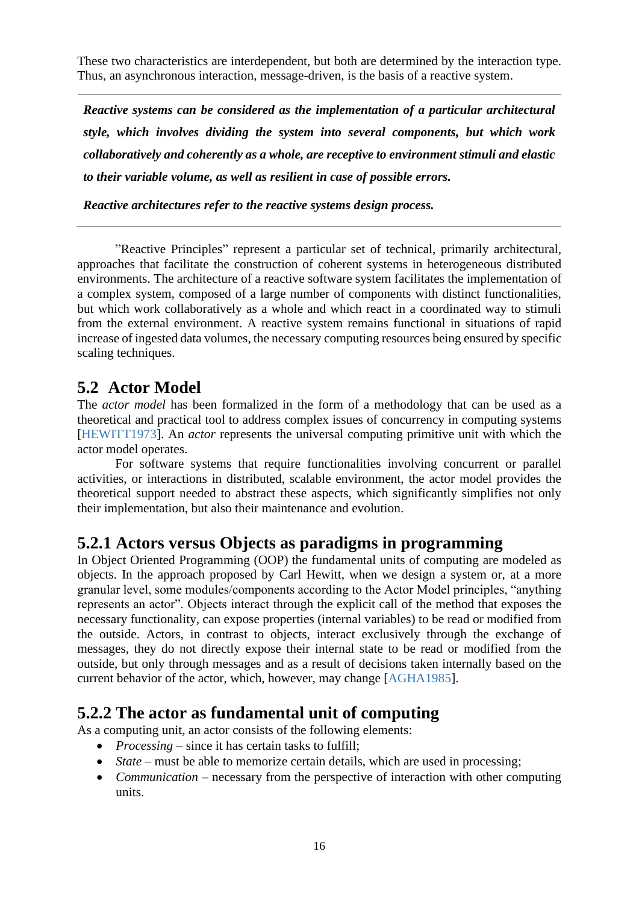These two characteristics are interdependent, but both are determined by the interaction type. Thus, an asynchronous interaction, message-driven, is the basis of a reactive system.

---

***Reactive systems can be considered as the implementation of a particular architectural style, which involves dividing the system into several components, but which work collaboratively and coherently as a whole, are receptive to environment stimuli and elastic to their variable volume, as well as resilient in case of possible errors.***

***Reactive architectures refer to the reactive systems design process.***

---

"Reactive Principles" represent a particular set of technical, primarily architectural, approaches that facilitate the construction of coherent systems in heterogeneous distributed environments. The architecture of a reactive software system facilitates the implementation of a complex system, composed of a large number of components with distinct functionalities, but which work collaboratively as a whole and which react in a coordinated way to stimuli from the external environment. A reactive system remains functional in situations of rapid increase of ingested data volumes, the necessary computing resources being ensured by specific scaling techniques.

## 5.2 Actor Model

The *actor model* has been formalized in the form of a methodology that can be used as a theoretical and practical tool to address complex issues of concurrency in computing systems [HEWITT1973]. An *actor* represents the universal computing primitive unit with which the actor model operates.

For software systems that require functionalities involving concurrent or parallel activities, or interactions in distributed, scalable environment, the actor model provides the theoretical support needed to abstract these aspects, which significantly simplifies not only their implementation, but also their maintenance and evolution.

### 5.2.1 Actors versus Objects as paradigms in programming

In Object Oriented Programming (OOP) the fundamental units of computing are modeled as objects. In the approach proposed by Carl Hewitt, when we design a system or, at a more granular level, some modules/components according to the Actor Model principles, "anything represents an actor". Objects interact through the explicit call of the method that exposes the necessary functionality, can expose properties (internal variables) to be read or modified from the outside. Actors, in contrast to objects, interact exclusively through the exchange of messages, they do not directly expose their internal state to be read or modified from the outside, but only through messages and as a result of decisions taken internally based on the current behavior of the actor, which, however, may change [AGHA1985].

### 5.2.2 The actor as fundamental unit of computing

As a computing unit, an actor consists of the following elements:

- *Processing* – since it has certain tasks to fulfill;
- *State* – must be able to memorize certain details, which are used in processing;
- *Communication* – necessary from the perspective of interaction with other computing units.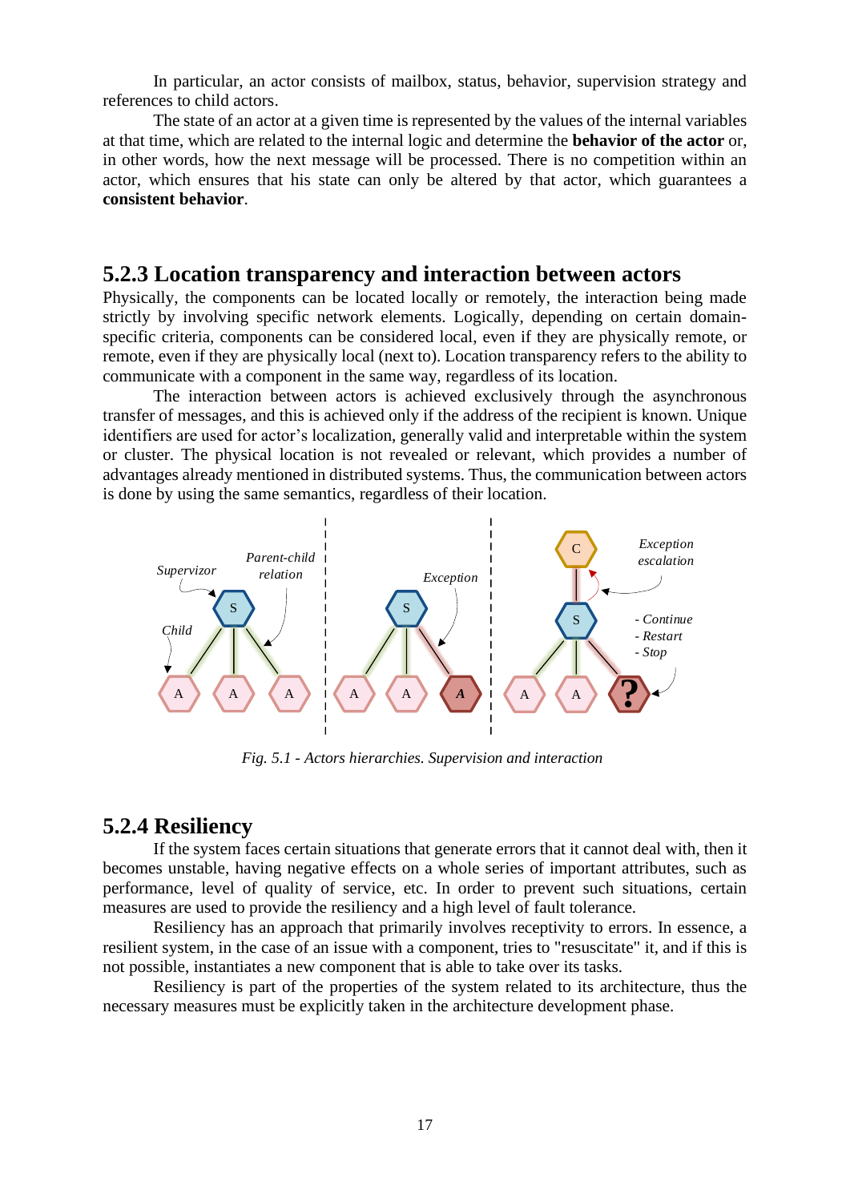In particular, an actor consists of mailbox, status, behavior, supervision strategy and references to child actors.

The state of an actor at a given time is represented by the values of the internal variables at that time, which are related to the internal logic and determine the **behavior of the actor** or, in other words, how the next message will be processed. There is no competition within an actor, which ensures that his state can only be altered by that actor, which guarantees a **consistent behavior**.

## 5.2.3 Location transparency and interaction between actors

Physically, the components can be located locally or remotely, the interaction being made strictly by involving specific network elements. Logically, depending on certain domain-specific criteria, components can be considered local, even if they are physically remote, or remote, even if they are physically local (next to). Location transparency refers to the ability to communicate with a component in the same way, regardless of its location.

The interaction between actors is achieved exclusively through the asynchronous transfer of messages, and this is achieved only if the address of the recipient is known. Unique identifiers are used for actor's localization, generally valid and interpretable within the system or cluster. The physical location is not revealed or relevant, which provides a number of advantages already mentioned in distributed systems. Thus, the communication between actors is done by using the same semantics, regardless of their location.

*Fig. 5.1 - Actors hierarchies. Supervision and interaction*

## 5.2.4 Resiliency

If the system faces certain situations that generate errors that it cannot deal with, then it becomes unstable, having negative effects on a whole series of important attributes, such as performance, level of quality of service, etc. In order to prevent such situations, certain measures are used to provide the resiliency and a high level of fault tolerance.

Resiliency has an approach that primarily involves receptivity to errors. In essence, a resilient system, in the case of an issue with a component, tries to "resuscitate" it, and if this is not possible, instantiates a new component that is able to take over its tasks.

Resiliency is part of the properties of the system related to its architecture, thus the necessary measures must be explicitly taken in the architecture development phase.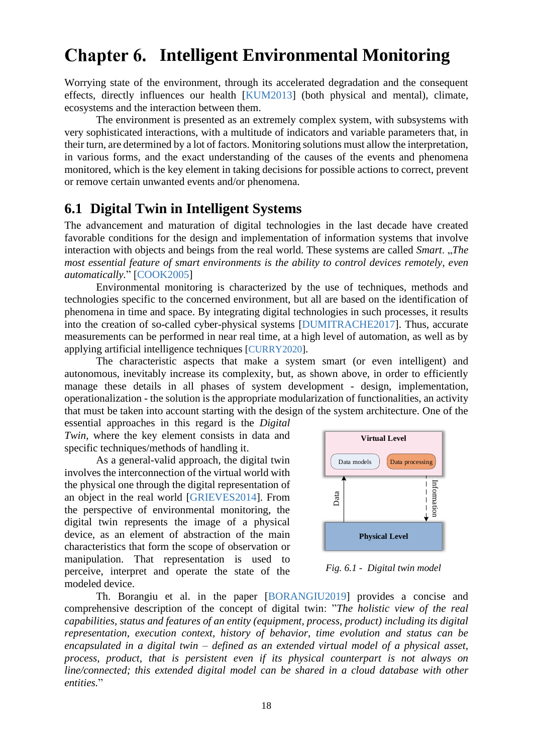# Chapter 6. Intelligent Environmental Monitoring

Worrying state of the environment, through its accelerated degradation and the consequent effects, directly influences our health [KUM2013] (both physical and mental), climate, ecosystems and the interaction between them.

The environment is presented as an extremely complex system, with subsystems with very sophisticated interactions, with a multitude of indicators and variable parameters that, in their turn, are determined by a lot of factors. Monitoring solutions must allow the interpretation, in various forms, and the exact understanding of the causes of the events and phenomena monitored, which is the key element in taking decisions for possible actions to correct, prevent or remove certain unwanted events and/or phenomena.

## 6.1 Digital Twin in Intelligent Systems

The advancement and maturation of digital technologies in the last decade have created favorable conditions for the design and implementation of information systems that involve interaction with objects and beings from the real world. These systems are called *Smart*. „*The most essential feature of smart environments is the ability to control devices remotely, even automatically*." [COOK2005]

Environmental monitoring is characterized by the use of techniques, methods and technologies specific to the concerned environment, but all are based on the identification of phenomena in time and space. By integrating digital technologies in such processes, it results into the creation of so-called cyber-physical systems [DUMITRACHE2017]. Thus, accurate measurements can be performed in near real time, at a high level of automation, as well as by applying artificial intelligence techniques [CURRY2020].

The characteristic aspects that make a system smart (or even intelligent) and autonomous, inevitably increase its complexity, but, as shown above, in order to efficiently manage these details in all phases of system development - design, implementation, operationalization - the solution is the appropriate modularization of functionalities, an activity that must be taken into account starting with the design of the system architecture. One of the essential approaches in this regard is the *Digital Twin*, where the key element consists in data and specific techniques/methods of handling it.

As a general-valid approach, the digital twin involves the interconnection of the virtual world with the physical one through the digital representation of an object in the real world [GRIEVES2014]. From the perspective of environmental monitoring, the digital twin represents the image of a physical device, as an element of abstraction of the main characteristics that form the scope of observation or manipulation. That representation is used to perceive, interpret and operate the state of the modeled device.

Virtual Level

Data models | Data processing

Data | Information

Physical Level

*Fig. 6.1 - Digital twin model*

Th. Borangiu et al. in the paper [BORANGIU2019] provides a concise and comprehensive description of the concept of digital twin: "*The holistic view of the real capabilities, status and features of an entity (equipment, process, product) including its digital representation, execution context, history of behavior, time evolution and status can be encapsulated in a digital twin – defined as an extended virtual model of a physical asset, process, product, that is persistent even if its physical counterpart is not always on line/connected; this extended digital model can be shared in a cloud database with other entities.*"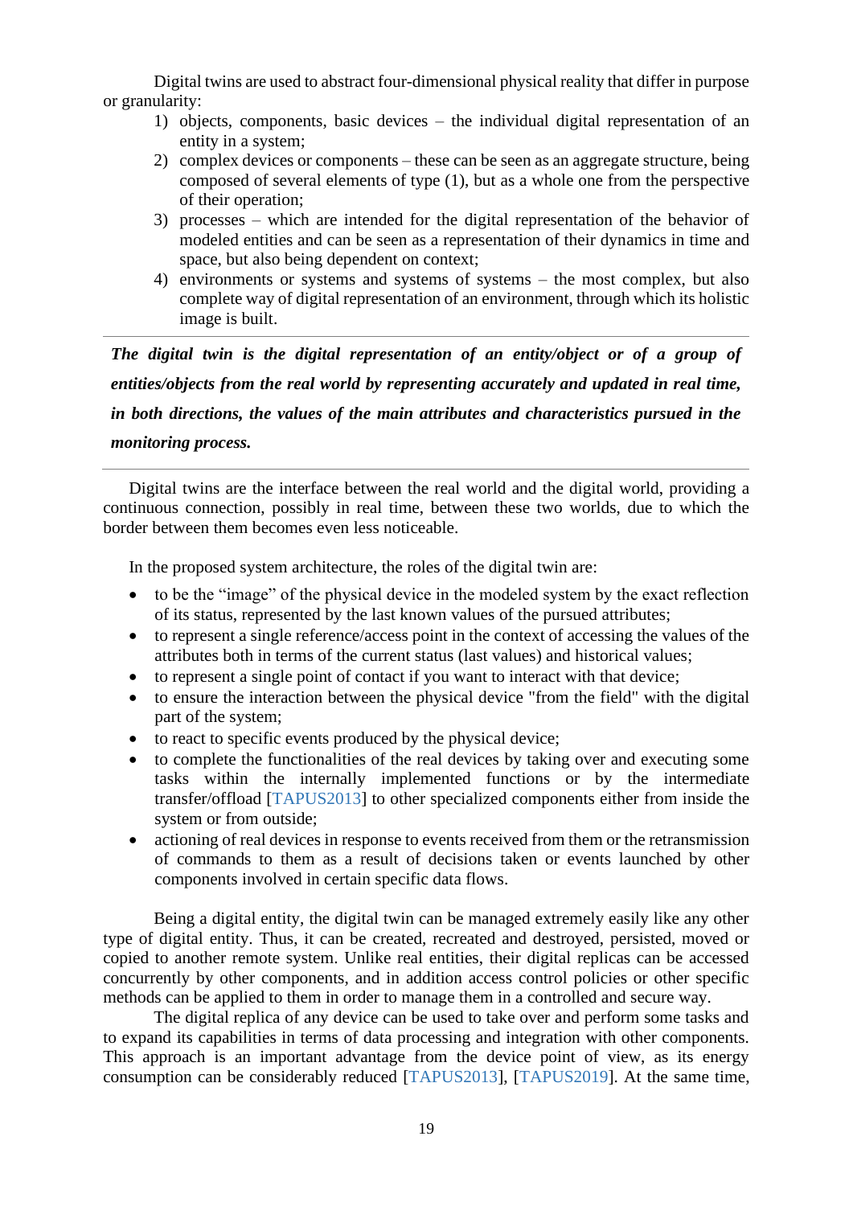Digital twins are used to abstract four-dimensional physical reality that differ in purpose or granularity:

1) objects, components, basic devices – the individual digital representation of an entity in a system;
2) complex devices or components – these can be seen as an aggregate structure, being composed of several elements of type (1), but as a whole one from the perspective of their operation;
3) processes – which are intended for the digital representation of the behavior of modeled entities and can be seen as a representation of their dynamics in time and space, but also being dependent on context;
4) environments or systems and systems of systems – the most complex, but also complete way of digital representation of an environment, through which its holistic image is built.

---

***The digital twin is the digital representation of an entity/object or of a group of entities/objects from the real world by representing accurately and updated in real time, in both directions, the values of the main attributes and characteristics pursued in the monitoring process.***

---

Digital twins are the interface between the real world and the digital world, providing a continuous connection, possibly in real time, between these two worlds, due to which the border between them becomes even less noticeable.

In the proposed system architecture, the roles of the digital twin are:

- to be the "image" of the physical device in the modeled system by the exact reflection of its status, represented by the last known values of the pursued attributes;
- to represent a single reference/access point in the context of accessing the values of the attributes both in terms of the current status (last values) and historical values;
- to represent a single point of contact if you want to interact with that device;
- to ensure the interaction between the physical device "from the field" with the digital part of the system;
- to react to specific events produced by the physical device;
- to complete the functionalities of the real devices by taking over and executing some tasks within the internally implemented functions or by the intermediate transfer/offload [TAPUS2013] to other specialized components either from inside the system or from outside;
- actioning of real devices in response to events received from them or the retransmission of commands to them as a result of decisions taken or events launched by other components involved in certain specific data flows.

Being a digital entity, the digital twin can be managed extremely easily like any other type of digital entity. Thus, it can be created, recreated and destroyed, persisted, moved or copied to another remote system. Unlike real entities, their digital replicas can be accessed concurrently by other components, and in addition access control policies or other specific methods can be applied to them in order to manage them in a controlled and secure way.

The digital replica of any device can be used to take over and perform some tasks and to expand its capabilities in terms of data processing and integration with other components. This approach is an important advantage from the device point of view, as its energy consumption can be considerably reduced [TAPUS2013], [TAPUS2019]. At the same time,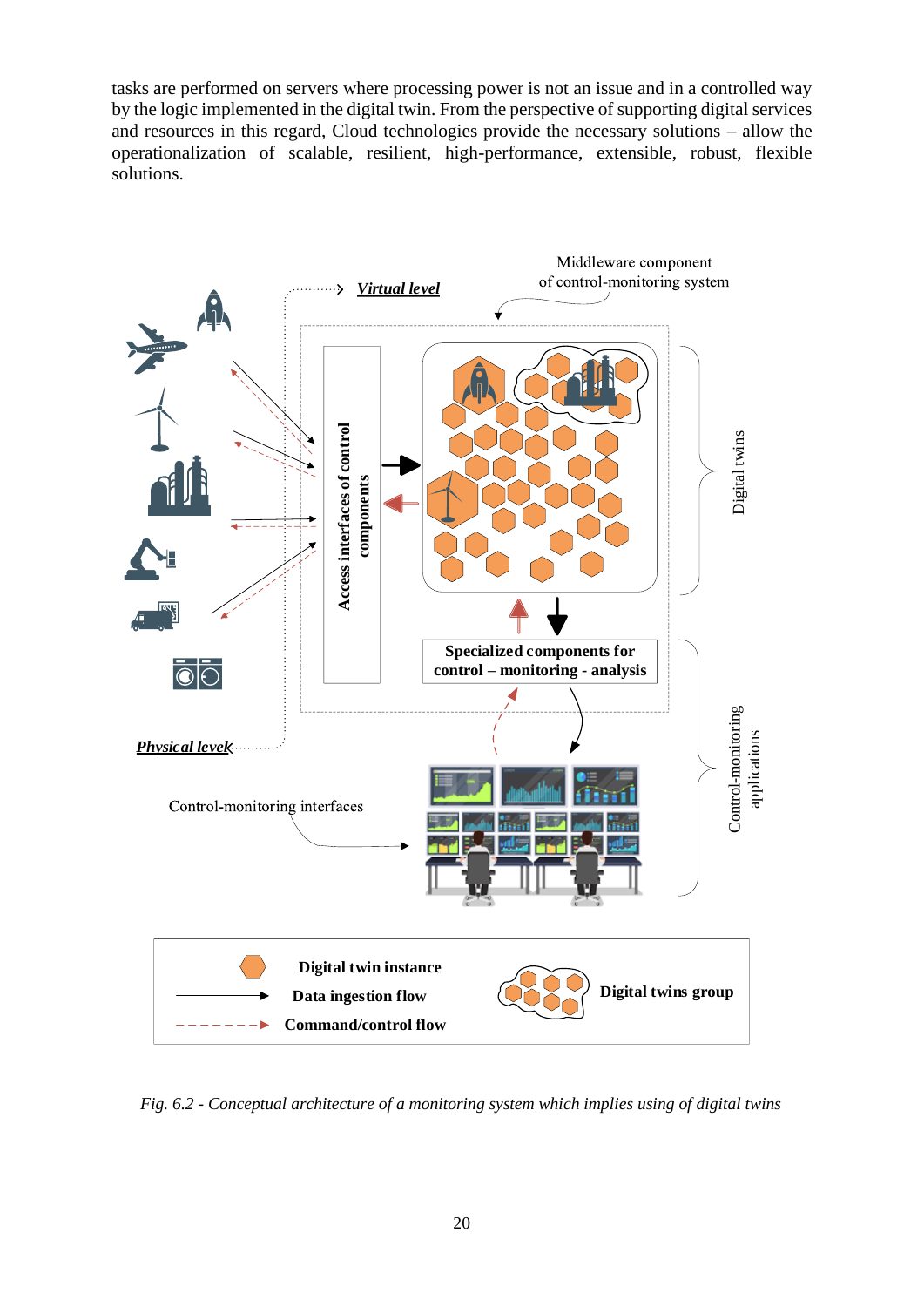tasks are performed on servers where processing power is not an issue and in a controlled way by the logic implemented in the digital twin. From the perspective of supporting digital services and resources in this regard, Cloud technologies provide the necessary solutions – allow the operationalization of scalable, resilient, high-performance, extensible, robust, flexible solutions.

*Fig. 6.2 - Conceptual architecture of a monitoring system which implies using of digital twins*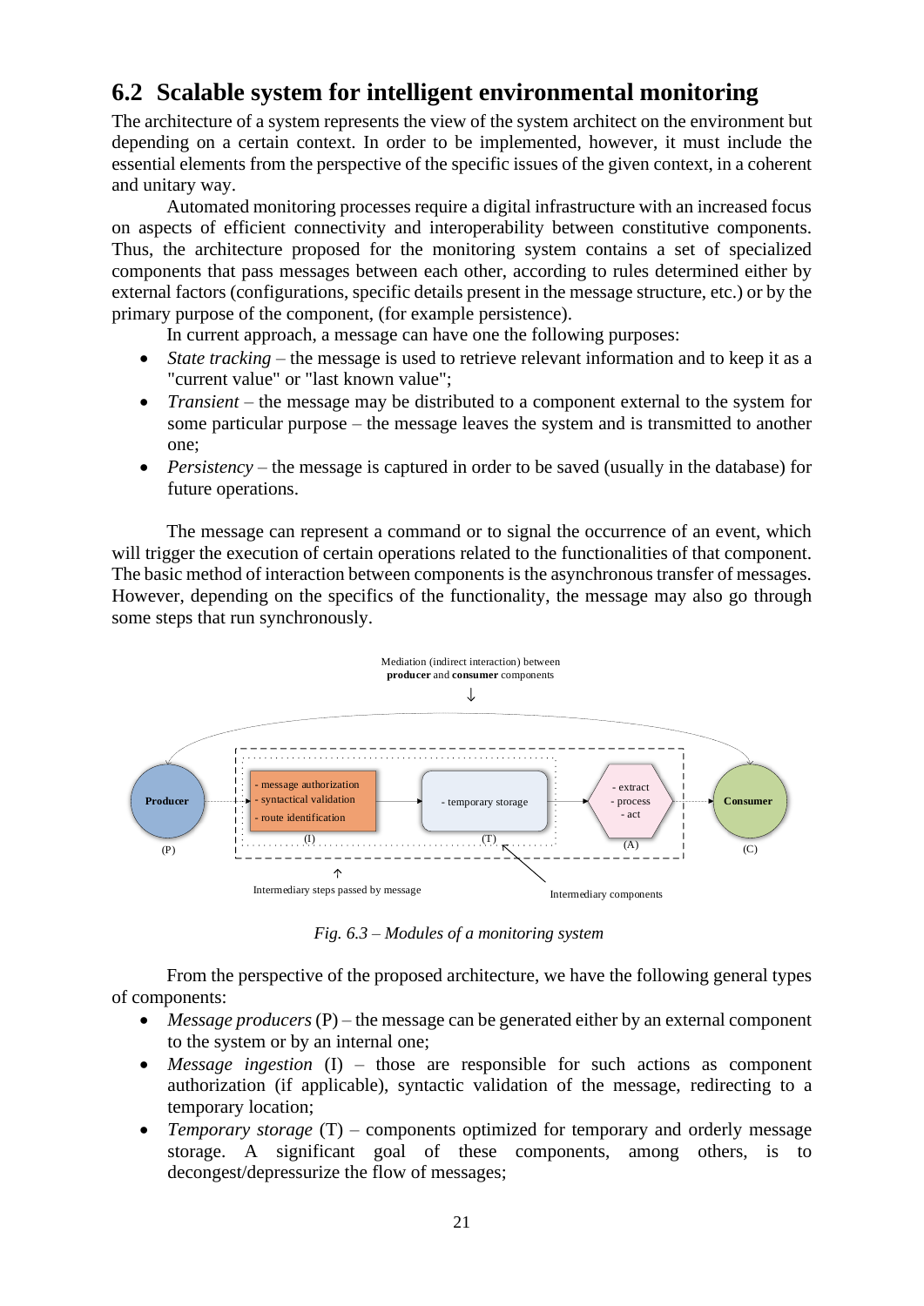## 6.2 Scalable system for intelligent environmental monitoring

The architecture of a system represents the view of the system architect on the environment but depending on a certain context. In order to be implemented, however, it must include the essential elements from the perspective of the specific issues of the given context, in a coherent and unitary way.

Automated monitoring processes require a digital infrastructure with an increased focus on aspects of efficient connectivity and interoperability between constitutive components. Thus, the architecture proposed for the monitoring system contains a set of specialized components that pass messages between each other, according to rules determined either by external factors (configurations, specific details present in the message structure, etc.) or by the primary purpose of the component, (for example persistence).

In current approach, a message can have one the following purposes:

- *State tracking* – the message is used to retrieve relevant information and to keep it as a "current value" or "last known value";
- *Transient* – the message may be distributed to a component external to the system for some particular purpose – the message leaves the system and is transmitted to another one;
- *Persistency* – the message is captured in order to be saved (usually in the database) for future operations.

The message can represent a command or to signal the occurrence of an event, which will trigger the execution of certain operations related to the functionalities of that component. The basic method of interaction between components is the asynchronous transfer of messages. However, depending on the specifics of the functionality, the message may also go through some steps that run synchronously.

*Fig. 6.3 – Modules of a monitoring system*

From the perspective of the proposed architecture, we have the following general types of components:

- *Message producers* (P) – the message can be generated either by an external component to the system or by an internal one;
- *Message ingestion* (I) – those are responsible for such actions as component authorization (if applicable), syntactic validation of the message, redirecting to a temporary location;
- *Temporary storage* (T) – components optimized for temporary and orderly message storage. A significant goal of these components, among others, is to decongest/depressurize the flow of messages;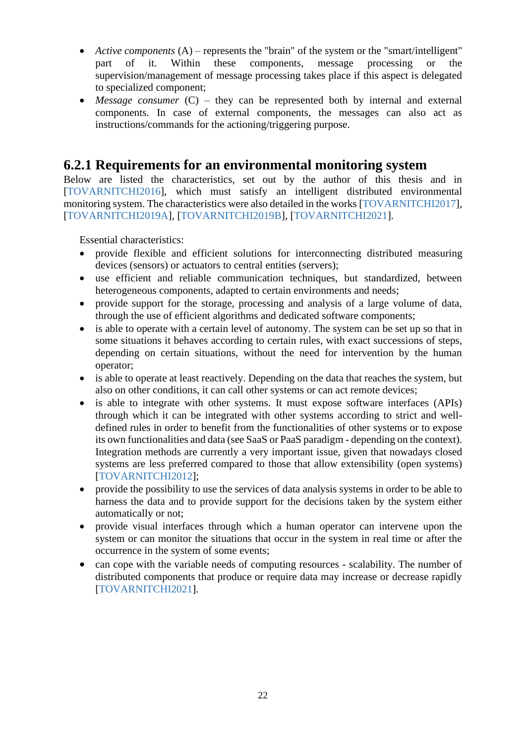- *Active components* (A) – represents the "brain" of the system or the "smart/intelligent" part of it. Within these components, message processing or the supervision/management of message processing takes place if this aspect is delegated to specialized component;
- *Message consumer* (C) – they can be represented both by internal and external components. In case of external components, the messages can also act as instructions/commands for the actioning/triggering purpose.

### 6.2.1 Requirements for an environmental monitoring system

Below are listed the characteristics, set out by the author of this thesis and in [TOVARNITCHI2016], which must satisfy an intelligent distributed environmental monitoring system. The characteristics were also detailed in the works [TOVARNITCHI2017], [TOVARNITCHI2019A], [TOVARNITCHI2019B], [TOVARNITCHI2021].

Essential characteristics:

- provide flexible and efficient solutions for interconnecting distributed measuring devices (sensors) or actuators to central entities (servers);
- use efficient and reliable communication techniques, but standardized, between heterogeneous components, adapted to certain environments and needs;
- provide support for the storage, processing and analysis of a large volume of data, through the use of efficient algorithms and dedicated software components;
- is able to operate with a certain level of autonomy. The system can be set up so that in some situations it behaves according to certain rules, with exact successions of steps, depending on certain situations, without the need for intervention by the human operator;
- is able to operate at least reactively. Depending on the data that reaches the system, but also on other conditions, it can call other systems or can act remote devices;
- is able to integrate with other systems. It must expose software interfaces (APIs) through which it can be integrated with other systems according to strict and well-defined rules in order to benefit from the functionalities of other systems or to expose its own functionalities and data (see SaaS or PaaS paradigm - depending on the context). Integration methods are currently a very important issue, given that nowadays closed systems are less preferred compared to those that allow extensibility (open systems) [TOVARNITCHI2012];
- provide the possibility to use the services of data analysis systems in order to be able to harness the data and to provide support for the decisions taken by the system either automatically or not;
- provide visual interfaces through which a human operator can intervene upon the system or can monitor the situations that occur in the system in real time or after the occurrence in the system of some events;
- can cope with the variable needs of computing resources - scalability. The number of distributed components that produce or require data may increase or decrease rapidly [TOVARNITCHI2021].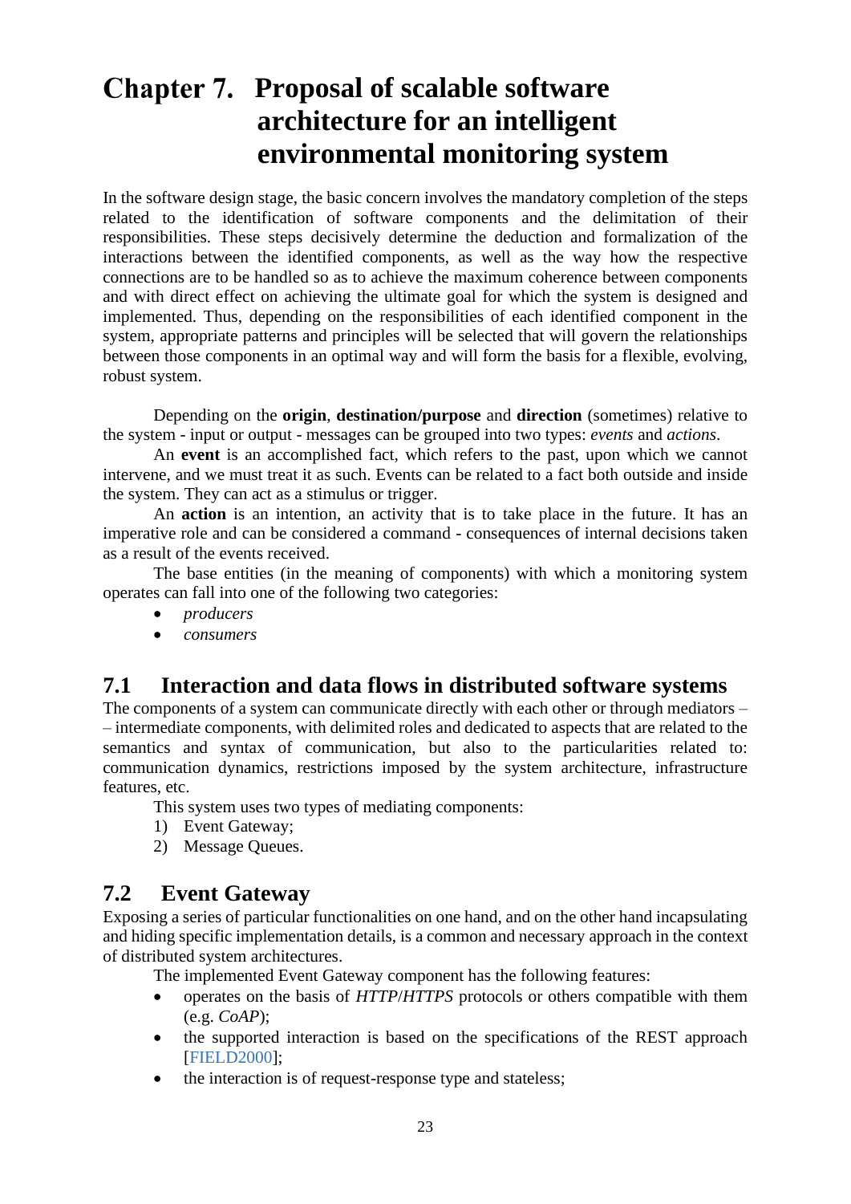# Chapter 7. Proposal of scalable software architecture for an intelligent environmental monitoring system

In the software design stage, the basic concern involves the mandatory completion of the steps related to the identification of software components and the delimitation of their responsibilities. These steps decisively determine the deduction and formalization of the interactions between the identified components, as well as the way how the respective connections are to be handled so as to achieve the maximum coherence between components and with direct effect on achieving the ultimate goal for which the system is designed and implemented. Thus, depending on the responsibilities of each identified component in the system, appropriate patterns and principles will be selected that will govern the relationships between those components in an optimal way and will form the basis for a flexible, evolving, robust system.

Depending on the **origin**, **destination/purpose** and **direction** (sometimes) relative to the system - input or output - messages can be grouped into two types: *events* and *actions*.

An **event** is an accomplished fact, which refers to the past, upon which we cannot intervene, and we must treat it as such. Events can be related to a fact both outside and inside the system. They can act as a stimulus or trigger.

An **action** is an intention, an activity that is to take place in the future. It has an imperative role and can be considered a command - consequences of internal decisions taken as a result of the events received.

The base entities (in the meaning of components) with which a monitoring system operates can fall into one of the following two categories:

- *producers*
- *consumers*

## 7.1 Interaction and data flows in distributed software systems

The components of a system can communicate directly with each other or through mediators – – intermediate components, with delimited roles and dedicated to aspects that are related to the semantics and syntax of communication, but also to the particularities related to: communication dynamics, restrictions imposed by the system architecture, infrastructure features, etc.

This system uses two types of mediating components:

1) Event Gateway;
2) Message Queues.

## 7.2 Event Gateway

Exposing a series of particular functionalities on one hand, and on the other hand incapsulating and hiding specific implementation details, is a common and necessary approach in the context of distributed system architectures.

The implemented Event Gateway component has the following features:

- operates on the basis of *HTTP*/*HTTPS* protocols or others compatible with them (e.g. *CoAP*);
- the supported interaction is based on the specifications of the REST approach [FIELD2000];
- the interaction is of request-response type and stateless;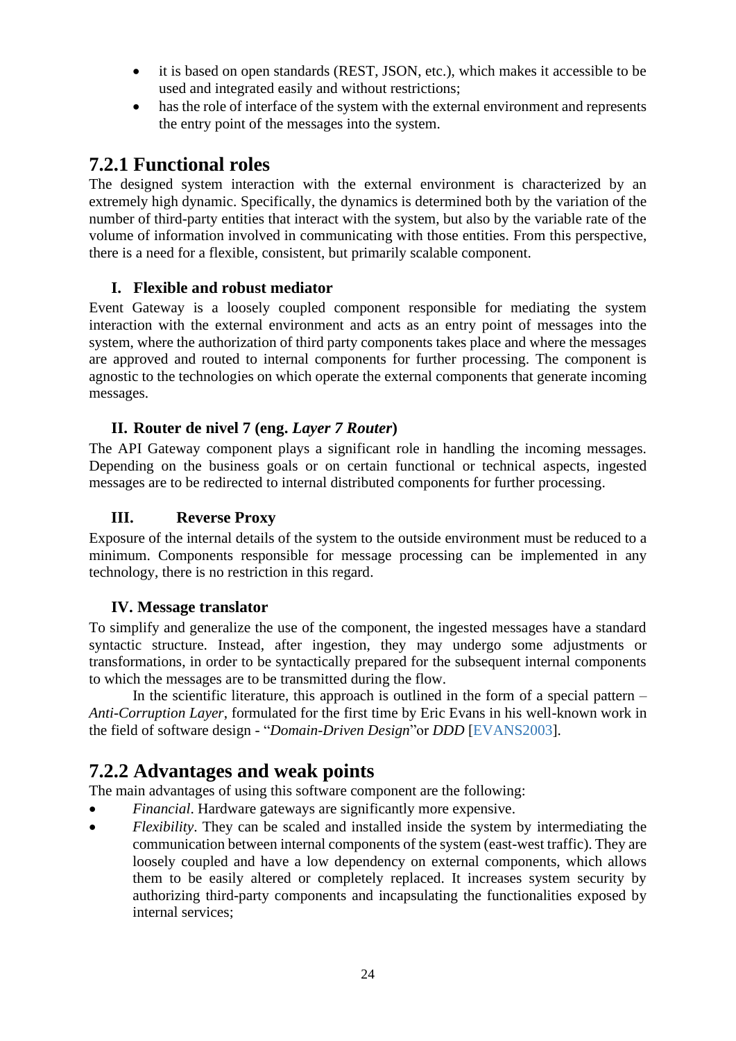- it is based on open standards (REST, JSON, etc.), which makes it accessible to be used and integrated easily and without restrictions;
- has the role of interface of the system with the external environment and represents the entry point of the messages into the system.

## 7.2.1 Functional roles

The designed system interaction with the external environment is characterized by an extremely high dynamic. Specifically, the dynamics is determined both by the variation of the number of third-party entities that interact with the system, but also by the variable rate of the volume of information involved in communicating with those entities. From this perspective, there is a need for a flexible, consistent, but primarily scalable component.

### I. Flexible and robust mediator

Event Gateway is a loosely coupled component responsible for mediating the system interaction with the external environment and acts as an entry point of messages into the system, where the authorization of third party components takes place and where the messages are approved and routed to internal components for further processing. The component is agnostic to the technologies on which operate the external components that generate incoming messages.

### II. Router de nivel 7 (eng. *Layer 7 Router*)

The API Gateway component plays a significant role in handling the incoming messages. Depending on the business goals or on certain functional or technical aspects, ingested messages are to be redirected to internal distributed components for further processing.

### III. Reverse Proxy

Exposure of the internal details of the system to the outside environment must be reduced to a minimum. Components responsible for message processing can be implemented in any technology, there is no restriction in this regard.

### IV. Message translator

To simplify and generalize the use of the component, the ingested messages have a standard syntactic structure. Instead, after ingestion, they may undergo some adjustments or transformations, in order to be syntactically prepared for the subsequent internal components to which the messages are to be transmitted during the flow.

In the scientific literature, this approach is outlined in the form of a special pattern – *Anti-Corruption Layer*, formulated for the first time by Eric Evans in his well-known work in the field of software design - "*Domain-Driven Design*"or *DDD* [EVANS2003].

## 7.2.2 Advantages and weak points

The main advantages of using this software component are the following:

- *Financial*. Hardware gateways are significantly more expensive.
- *Flexibility*. They can be scaled and installed inside the system by intermediating the communication between internal components of the system (east-west traffic). They are loosely coupled and have a low dependency on external components, which allows them to be easily altered or completely replaced. It increases system security by authorizing third-party components and incapsulating the functionalities exposed by internal services;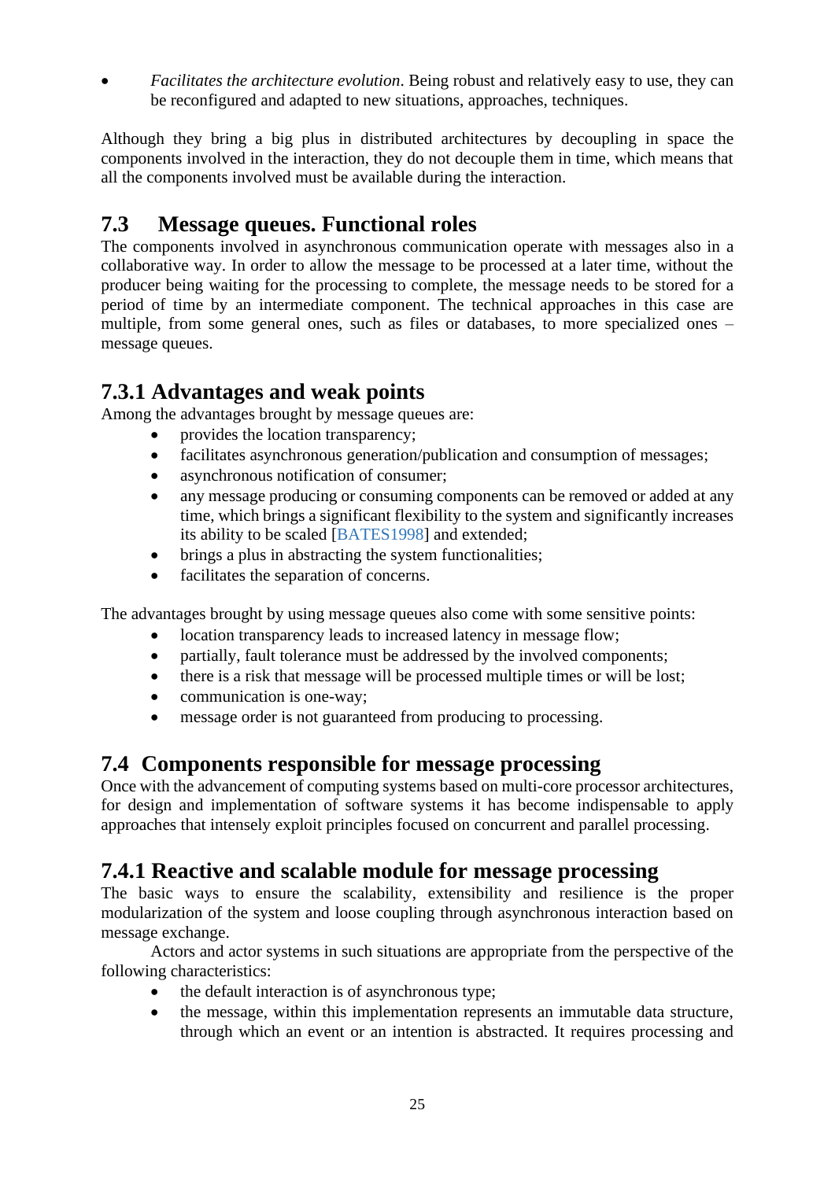- *Facilitates the architecture evolution*. Being robust and relatively easy to use, they can be reconfigured and adapted to new situations, approaches, techniques.

Although they bring a big plus in distributed architectures by decoupling in space the components involved in the interaction, they do not decouple them in time, which means that all the components involved must be available during the interaction.

## 7.3 Message queues. Functional roles

The components involved in asynchronous communication operate with messages also in a collaborative way. In order to allow the message to be processed at a later time, without the producer being waiting for the processing to complete, the message needs to be stored for a period of time by an intermediate component. The technical approaches in this case are multiple, from some general ones, such as files or databases, to more specialized ones – message queues.

### 7.3.1 Advantages and weak points

Among the advantages brought by message queues are:

- provides the location transparency;
- facilitates asynchronous generation/publication and consumption of messages;
- asynchronous notification of consumer;
- any message producing or consuming components can be removed or added at any time, which brings a significant flexibility to the system and significantly increases its ability to be scaled [BATES1998] and extended;
- brings a plus in abstracting the system functionalities;
- facilitates the separation of concerns.

The advantages brought by using message queues also come with some sensitive points:

- location transparency leads to increased latency in message flow;
- partially, fault tolerance must be addressed by the involved components;
- there is a risk that message will be processed multiple times or will be lost;
- communication is one-way;
- message order is not guaranteed from producing to processing.

## 7.4 Components responsible for message processing

Once with the advancement of computing systems based on multi-core processor architectures, for design and implementation of software systems it has become indispensable to apply approaches that intensely exploit principles focused on concurrent and parallel processing.

### 7.4.1 Reactive and scalable module for message processing

The basic ways to ensure the scalability, extensibility and resilience is the proper modularization of the system and loose coupling through asynchronous interaction based on message exchange.

Actors and actor systems in such situations are appropriate from the perspective of the following characteristics:

- the default interaction is of asynchronous type;
- the message, within this implementation represents an immutable data structure, through which an event or an intention is abstracted. It requires processing and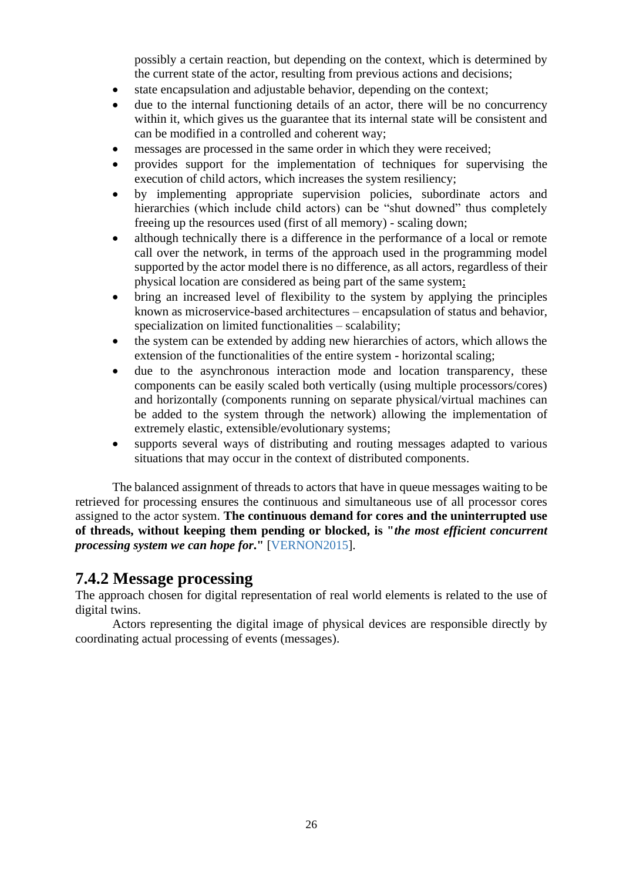possibly a certain reaction, but depending on the context, which is determined by the current state of the actor, resulting from previous actions and decisions;

- state encapsulation and adjustable behavior, depending on the context;
- due to the internal functioning details of an actor, there will be no concurrency within it, which gives us the guarantee that its internal state will be consistent and can be modified in a controlled and coherent way;
- messages are processed in the same order in which they were received;
- provides support for the implementation of techniques for supervising the execution of child actors, which increases the system resiliency;
- by implementing appropriate supervision policies, subordinate actors and hierarchies (which include child actors) can be "shut downed" thus completely freeing up the resources used (first of all memory) - scaling down;
- although technically there is a difference in the performance of a local or remote call over the network, in terms of the approach used in the programming model supported by the actor model there is no difference, as all actors, regardless of their physical location are considered as being part of the same system;
- bring an increased level of flexibility to the system by applying the principles known as microservice-based architectures – encapsulation of status and behavior, specialization on limited functionalities – scalability;
- the system can be extended by adding new hierarchies of actors, which allows the extension of the functionalities of the entire system - horizontal scaling;
- due to the asynchronous interaction mode and location transparency, these components can be easily scaled both vertically (using multiple processors/cores) and horizontally (components running on separate physical/virtual machines can be added to the system through the network) allowing the implementation of extremely elastic, extensible/evolutionary systems;
- supports several ways of distributing and routing messages adapted to various situations that may occur in the context of distributed components.

The balanced assignment of threads to actors that have in queue messages waiting to be retrieved for processing ensures the continuous and simultaneous use of all processor cores assigned to the actor system. **The continuous demand for cores and the uninterrupted use of threads, without keeping them pending or blocked, is "*the most efficient concurrent processing system we can hope for*."** [VERNON2015].

## 7.4.2 Message processing

The approach chosen for digital representation of real world elements is related to the use of digital twins.

Actors representing the digital image of physical devices are responsible directly by coordinating actual processing of events (messages).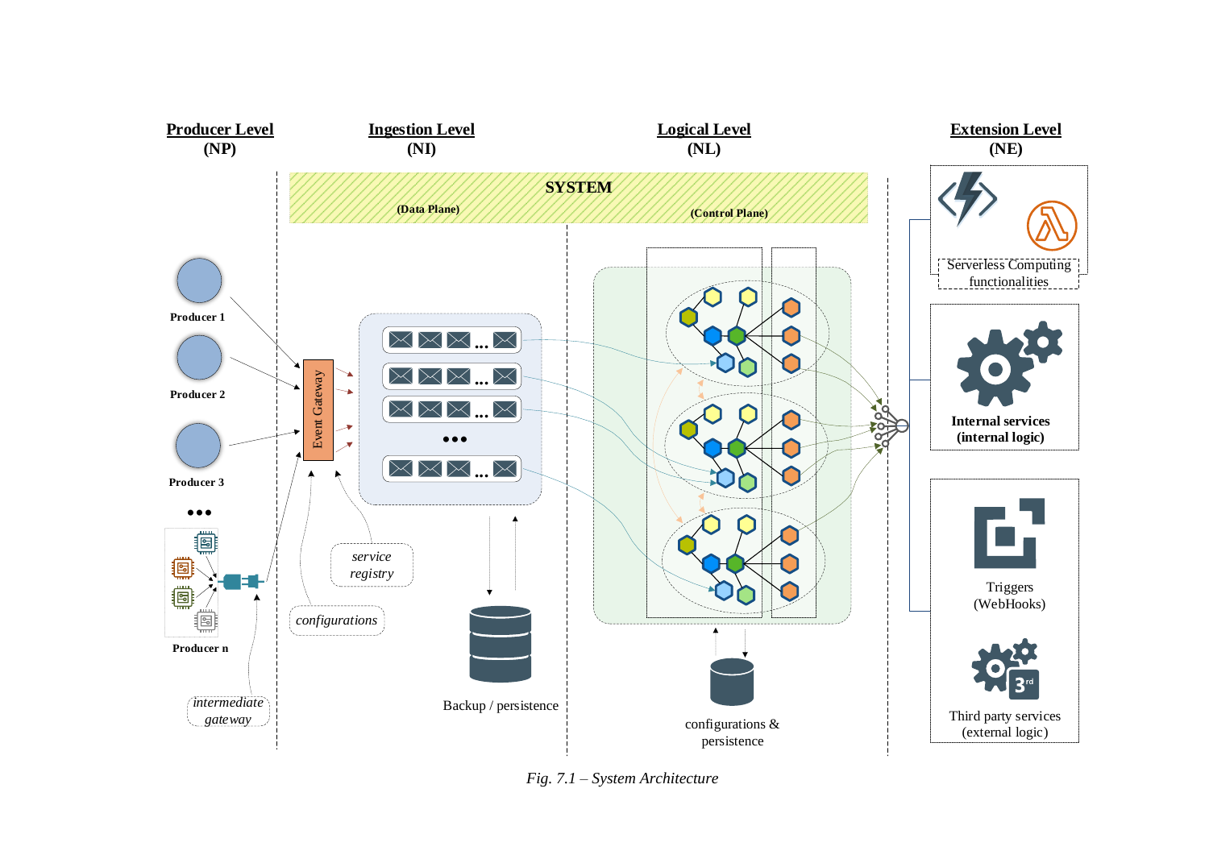**Producer Level**
**(NP)**

**Ingestion Level**
**(NI)**

**Logical Level**
**(NL)**

**Extension Level**
**(NE)**

**SYSTEM**

**(Data Plane)**

**(Control Plane)**

**Producer 1**

**Producer 2**

**Producer 3**

**Producer n**

*intermediate gateway*

Event Gateway

*configurations*

*service registry*

Backup / persistence

configurations & persistence

Serverless Computing functionalities

**Internal services (internal logic)**

Triggers (WebHooks)

Third party services (external logic)

*Fig. 7.1 – System Architecture*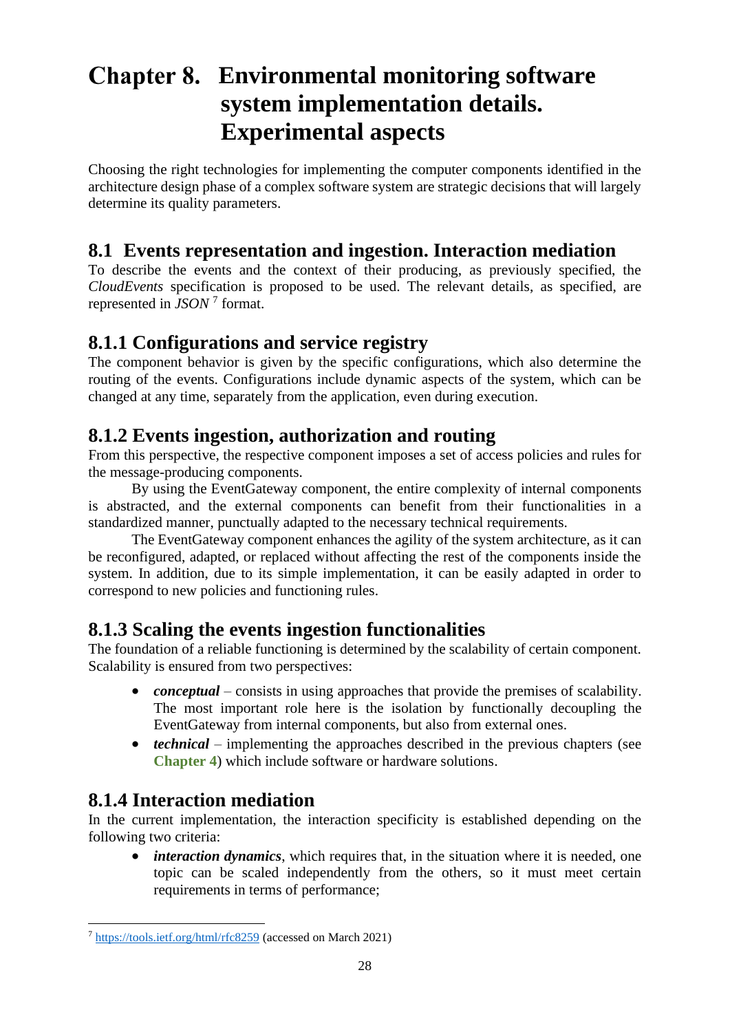# Chapter 8. Environmental monitoring software system implementation details. Experimental aspects

Choosing the right technologies for implementing the computer components identified in the architecture design phase of a complex software system are strategic decisions that will largely determine its quality parameters.

## 8.1 Events representation and ingestion. Interaction mediation

To describe the events and the context of their producing, as previously specified, the *CloudEvents* specification is proposed to be used. The relevant details, as specified, are represented in *JSON* [7] format.

### 8.1.1 Configurations and service registry

The component behavior is given by the specific configurations, which also determine the routing of the events. Configurations include dynamic aspects of the system, which can be changed at any time, separately from the application, even during execution.

### 8.1.2 Events ingestion, authorization and routing

From this perspective, the respective component imposes a set of access policies and rules for the message-producing components.

By using the EventGateway component, the entire complexity of internal components is abstracted, and the external components can benefit from their functionalities in a standardized manner, punctually adapted to the necessary technical requirements.

The EventGateway component enhances the agility of the system architecture, as it can be reconfigured, adapted, or replaced without affecting the rest of the components inside the system. In addition, due to its simple implementation, it can be easily adapted in order to correspond to new policies and functioning rules.

### 8.1.3 Scaling the events ingestion functionalities

The foundation of a reliable functioning is determined by the scalability of certain component. Scalability is ensured from two perspectives:

- ***conceptual*** – consists in using approaches that provide the premises of scalability. The most important role here is the isolation by functionally decoupling the EventGateway from internal components, but also from external ones.
- ***technical*** – implementing the approaches described in the previous chapters (see **Chapter 4**) which include software or hardware solutions.

### 8.1.4 Interaction mediation

In the current implementation, the interaction specificity is established depending on the following two criteria:

- ***interaction dynamics***, which requires that, in the situation where it is needed, one topic can be scaled independently from the others, so it must meet certain requirements in terms of performance;

[7] https://tools.ietf.org/html/rfc8259 (accessed on March 2021)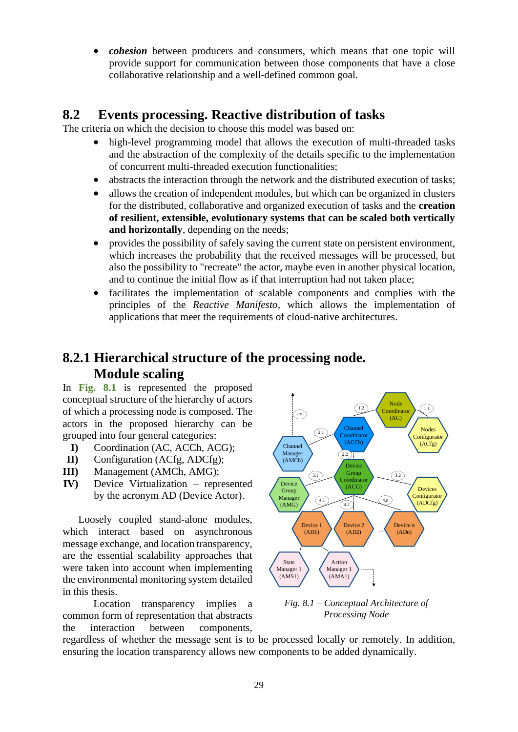- ***cohesion*** between producers and consumers, which means that one topic will provide support for communication between those components that have a close collaborative relationship and a well-defined common goal.

## 8.2 Events processing. Reactive distribution of tasks

The criteria on which the decision to choose this model was based on:

- high-level programming model that allows the execution of multi-threaded tasks and the abstraction of the complexity of the details specific to the implementation of concurrent multi-threaded execution functionalities;
- abstracts the interaction through the network and the distributed execution of tasks;
- allows the creation of independent modules, but which can be organized in clusters for the distributed, collaborative and organized execution of tasks and the **creation of resilient, extensible, evolutionary systems that can be scaled both vertically and horizontally**, depending on the needs;
- provides the possibility of safely saving the current state on persistent environment, which increases the probability that the received messages will be processed, but also the possibility to "recreate" the actor, maybe even in another physical location, and to continue the initial flow as if that interruption had not taken place;
- facilitates the implementation of scalable components and complies with the principles of the *Reactive Manifesto*, which allows the implementation of applications that meet the requirements of cloud-native architectures.

### 8.2.1 Hierarchical structure of the processing node. Module scaling

In **Fig. 8.1** is represented the proposed conceptual structure of the hierarchy of actors of which a processing node is composed. The actors in the proposed hierarchy can be grouped into four general categories:

- **I)** Coordination (AC, ACCh, ACG);
- **II)** Configuration (ACfg, ADCfg);
- **III)** Management (AMCh, AMG);
- **IV)** Device Virtualization – represented by the acronym AD (Device Actor).

*Fig. 8.1 – Conceptual Architecture of Processing Node*

Loosely coupled stand-alone modules, which interact based on asynchronous message exchange, and location transparency, are the essential scalability approaches that were taken into account when implementing the environmental monitoring system detailed in this thesis.

Location transparency implies a common form of representation that abstracts the interaction between components, regardless of whether the message sent is to be processed locally or remotely. In addition, ensuring the location transparency allows new components to be added dynamically.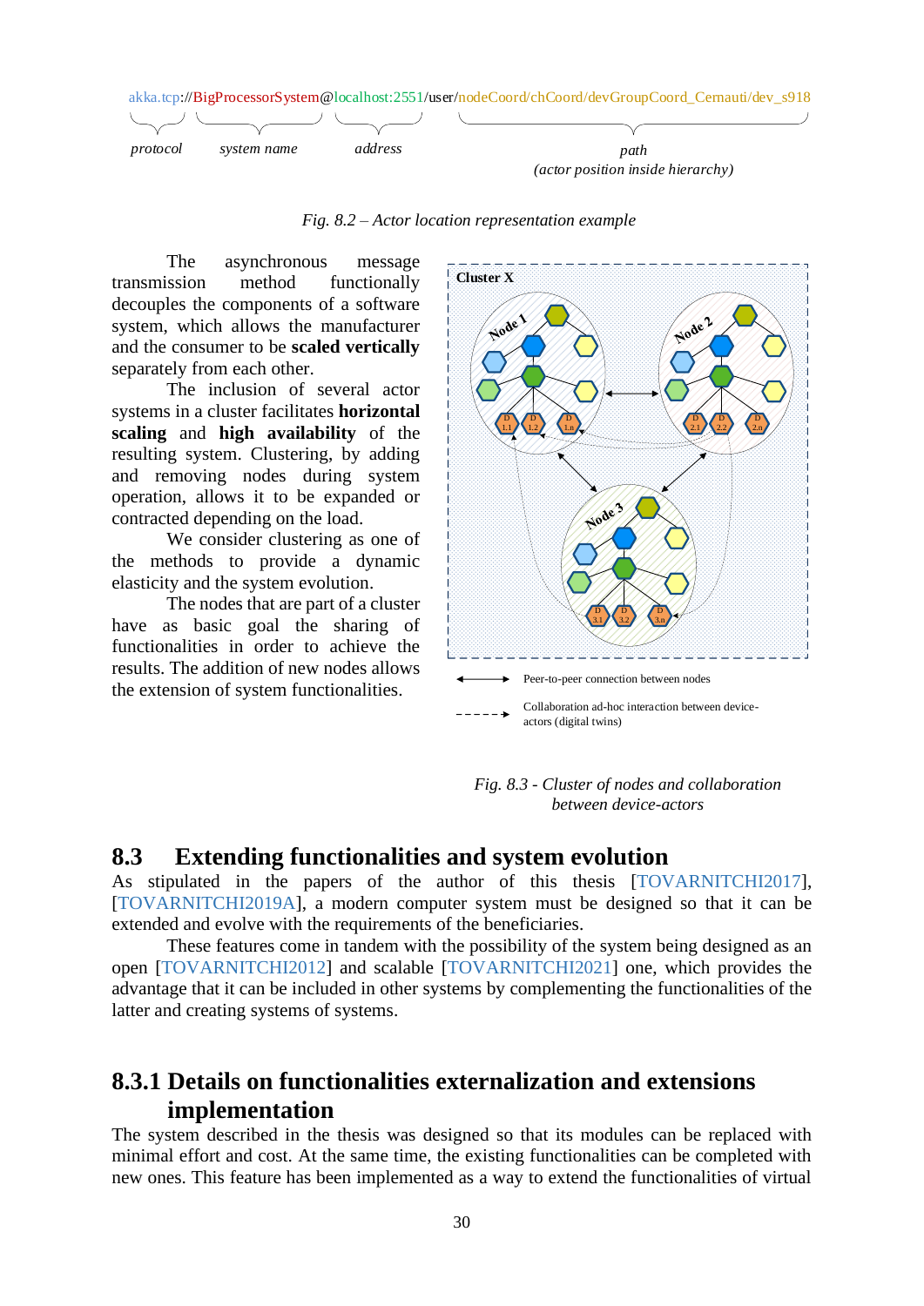akka.tcp://BigProcessorSystem@localhost:2551/user/nodeCoord/chCoord/devGroupCoord_Cernauti/dev_s918

*protocol* *system name* *address* *path (actor position inside hierarchy)*

*Fig. 8.2 – Actor location representation example*

The asynchronous message transmission method functionally decouples the components of a software system, which allows the manufacturer and the consumer to be **scaled vertically** separately from each other.

The inclusion of several actor systems in a cluster facilitates **horizontal scaling** and **high availability** of the resulting system. Clustering, by adding and removing nodes during system operation, allows it to be expanded or contracted depending on the load.

We consider clustering as one of the methods to provide a dynamic elasticity and the system evolution.

The nodes that are part of a cluster have as basic goal the sharing of functionalities in order to achieve the results. The addition of new nodes allows the extension of system functionalities.

Cluster X

Node 1 — Node 2 — Node 3

Peer-to-peer connection between nodes

Collaboration ad-hoc interaction between device-actors (digital twins)

*Fig. 8.3 - Cluster of nodes and collaboration between device-actors*

## 8.3 Extending functionalities and system evolution

As stipulated in the papers of the author of this thesis [TOVARNITCHI2017], [TOVARNITCHI2019A], a modern computer system must be designed so that it can be extended and evolve with the requirements of the beneficiaries.

These features come in tandem with the possibility of the system being designed as an open [TOVARNITCHI2012] and scalable [TOVARNITCHI2021] one, which provides the advantage that it can be included in other systems by complementing the functionalities of the latter and creating systems of systems.

### 8.3.1 Details on functionalities externalization and extensions implementation

The system described in the thesis was designed so that its modules can be replaced with minimal effort and cost. At the same time, the existing functionalities can be completed with new ones. This feature has been implemented as a way to extend the functionalities of virtual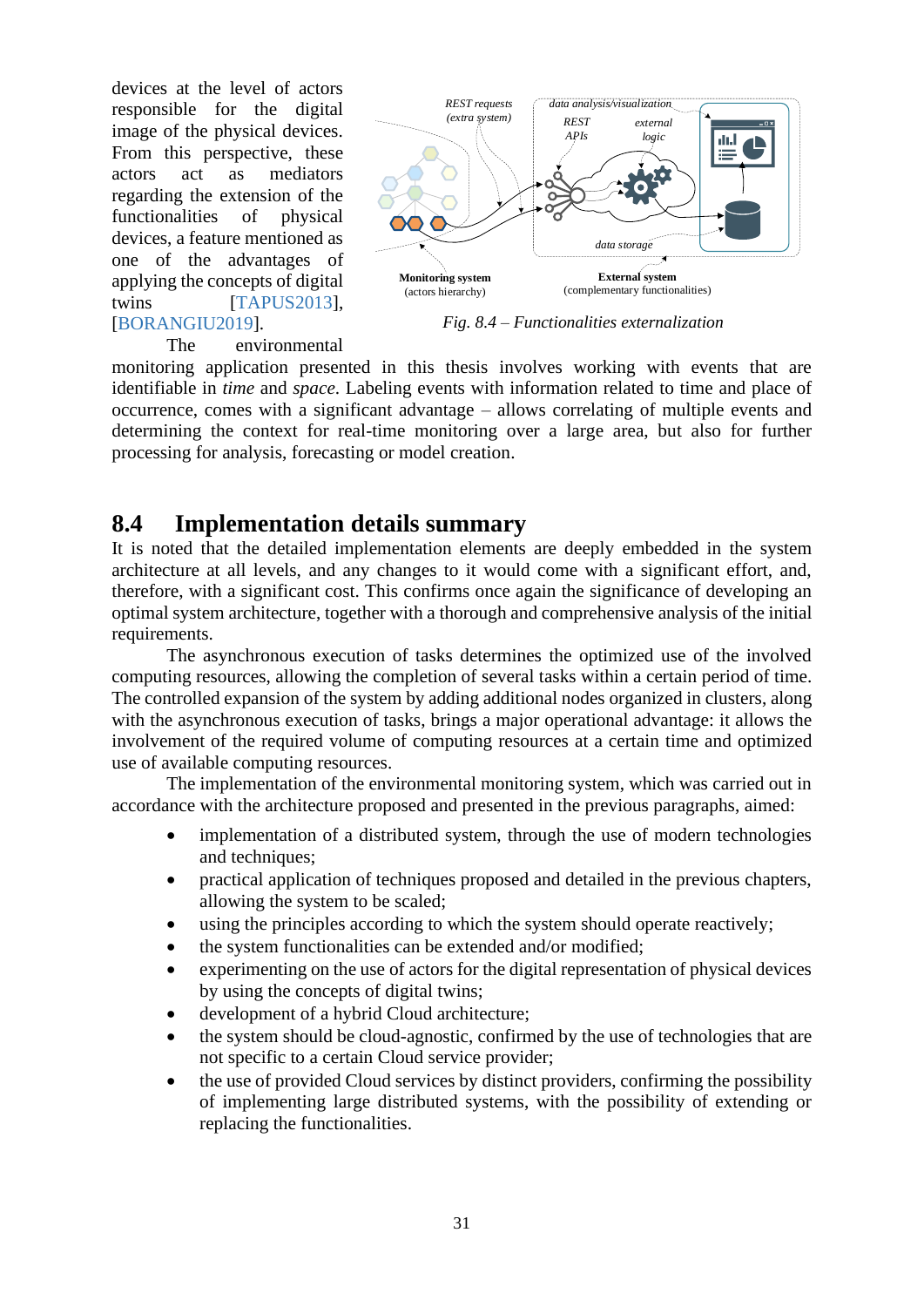devices at the level of actors responsible for the digital image of the physical devices. From this perspective, these actors act as mediators regarding the extension of the functionalities of physical devices, a feature mentioned as one of the advantages of applying the concepts of digital twins [TAPUS2013], [BORANGIU2019].

*Fig. 8.4 – Functionalities externalization*

The environmental monitoring application presented in this thesis involves working with events that are identifiable in *time* and *space*. Labeling events with information related to time and place of occurrence, comes with a significant advantage – allows correlating of multiple events and determining the context for real-time monitoring over a large area, but also for further processing for analysis, forecasting or model creation.

## 8.4 Implementation details summary

It is noted that the detailed implementation elements are deeply embedded in the system architecture at all levels, and any changes to it would come with a significant effort, and, therefore, with a significant cost. This confirms once again the significance of developing an optimal system architecture, together with a thorough and comprehensive analysis of the initial requirements.

The asynchronous execution of tasks determines the optimized use of the involved computing resources, allowing the completion of several tasks within a certain period of time. The controlled expansion of the system by adding additional nodes organized in clusters, along with the asynchronous execution of tasks, brings a major operational advantage: it allows the involvement of the required volume of computing resources at a certain time and optimized use of available computing resources.

The implementation of the environmental monitoring system, which was carried out in accordance with the architecture proposed and presented in the previous paragraphs, aimed:

- implementation of a distributed system, through the use of modern technologies and techniques;
- practical application of techniques proposed and detailed in the previous chapters, allowing the system to be scaled;
- using the principles according to which the system should operate reactively;
- the system functionalities can be extended and/or modified;
- experimenting on the use of actors for the digital representation of physical devices by using the concepts of digital twins;
- development of a hybrid Cloud architecture;
- the system should be cloud-agnostic, confirmed by the use of technologies that are not specific to a certain Cloud service provider;
- the use of provided Cloud services by distinct providers, confirming the possibility of implementing large distributed systems, with the possibility of extending or replacing the functionalities.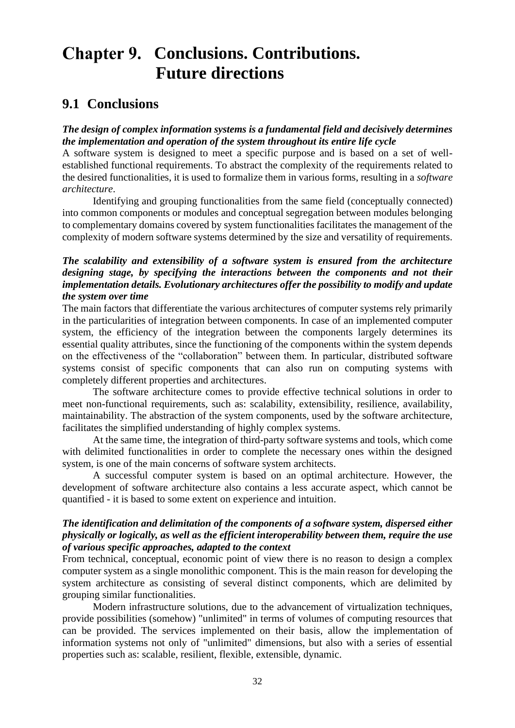# Chapter 9. Conclusions. Contributions. Future directions

## 9.1 Conclusions

***The design of complex information systems is a fundamental field and decisively determines the implementation and operation of the system throughout its entire life cycle***

A software system is designed to meet a specific purpose and is based on a set of well-established functional requirements. To abstract the complexity of the requirements related to the desired functionalities, it is used to formalize them in various forms, resulting in a *software architecture*.

Identifying and grouping functionalities from the same field (conceptually connected) into common components or modules and conceptual segregation between modules belonging to complementary domains covered by system functionalities facilitates the management of the complexity of modern software systems determined by the size and versatility of requirements.

***The scalability and extensibility of a software system is ensured from the architecture designing stage, by specifying the interactions between the components and not their implementation details. Evolutionary architectures offer the possibility to modify and update the system over time***

The main factors that differentiate the various architectures of computer systems rely primarily in the particularities of integration between components. In case of an implemented computer system, the efficiency of the integration between the components largely determines its essential quality attributes, since the functioning of the components within the system depends on the effectiveness of the "collaboration" between them. In particular, distributed software systems consist of specific components that can also run on computing systems with completely different properties and architectures.

The software architecture comes to provide effective technical solutions in order to meet non-functional requirements, such as: scalability, extensibility, resilience, availability, maintainability. The abstraction of the system components, used by the software architecture, facilitates the simplified understanding of highly complex systems.

At the same time, the integration of third-party software systems and tools, which come with delimited functionalities in order to complete the necessary ones within the designed system, is one of the main concerns of software system architects.

A successful computer system is based on an optimal architecture. However, the development of software architecture also contains a less accurate aspect, which cannot be quantified - it is based to some extent on experience and intuition.

***The identification and delimitation of the components of a software system, dispersed either physically or logically, as well as the efficient interoperability between them, require the use of various specific approaches, adapted to the context***

From technical, conceptual, economic point of view there is no reason to design a complex computer system as a single monolithic component. This is the main reason for developing the system architecture as consisting of several distinct components, which are delimited by grouping similar functionalities.

Modern infrastructure solutions, due to the advancement of virtualization techniques, provide possibilities (somehow) "unlimited" in terms of volumes of computing resources that can be provided. The services implemented on their basis, allow the implementation of information systems not only of "unlimited" dimensions, but also with a series of essential properties such as: scalable, resilient, flexible, extensible, dynamic.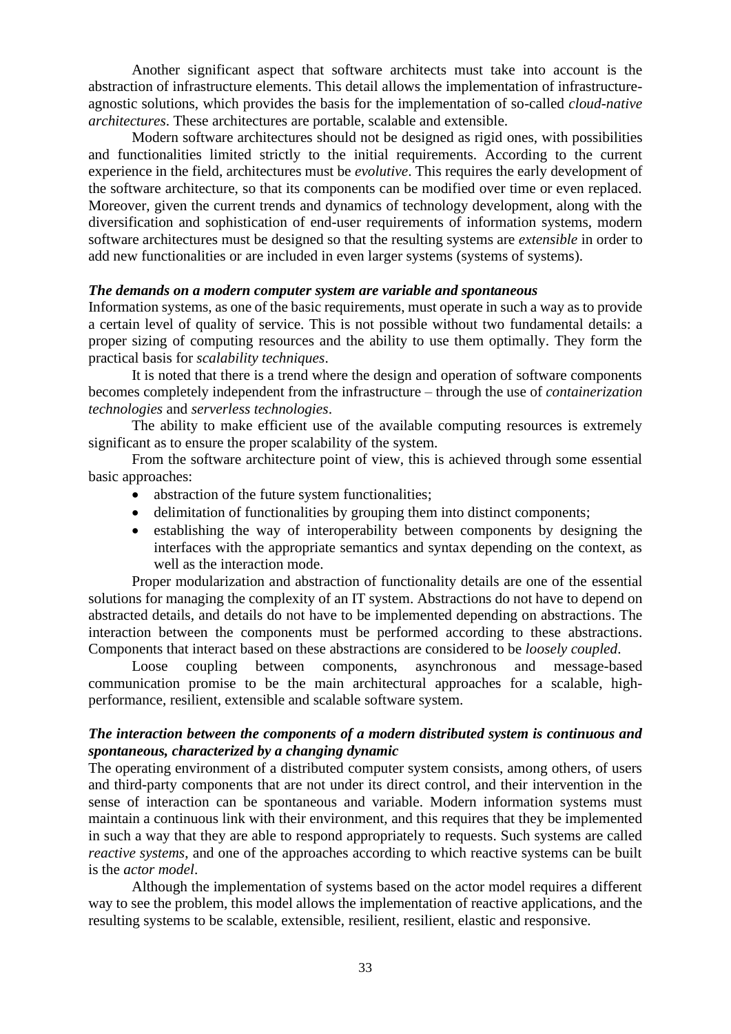Another significant aspect that software architects must take into account is the abstraction of infrastructure elements. This detail allows the implementation of infrastructure-agnostic solutions, which provides the basis for the implementation of so-called *cloud-native architectures*. These architectures are portable, scalable and extensible.

Modern software architectures should not be designed as rigid ones, with possibilities and functionalities limited strictly to the initial requirements. According to the current experience in the field, architectures must be *evolutive*. This requires the early development of the software architecture, so that its components can be modified over time or even replaced. Moreover, given the current trends and dynamics of technology development, along with the diversification and sophistication of end-user requirements of information systems, modern software architectures must be designed so that the resulting systems are *extensible* in order to add new functionalities or are included in even larger systems (systems of systems).

***The demands on a modern computer system are variable and spontaneous***

Information systems, as one of the basic requirements, must operate in such a way as to provide a certain level of quality of service. This is not possible without two fundamental details: a proper sizing of computing resources and the ability to use them optimally. They form the practical basis for *scalability techniques*.

It is noted that there is a trend where the design and operation of software components becomes completely independent from the infrastructure – through the use of *containerization technologies* and *serverless technologies*.

The ability to make efficient use of the available computing resources is extremely significant as to ensure the proper scalability of the system.

From the software architecture point of view, this is achieved through some essential basic approaches:

- abstraction of the future system functionalities;
- delimitation of functionalities by grouping them into distinct components;
- establishing the way of interoperability between components by designing the interfaces with the appropriate semantics and syntax depending on the context, as well as the interaction mode.

Proper modularization and abstraction of functionality details are one of the essential solutions for managing the complexity of an IT system. Abstractions do not have to depend on abstracted details, and details do not have to be implemented depending on abstractions. The interaction between the components must be performed according to these abstractions. Components that interact based on these abstractions are considered to be *loosely coupled*.

Loose coupling between components, asynchronous and message-based communication promise to be the main architectural approaches for a scalable, high-performance, resilient, extensible and scalable software system.

***The interaction between the components of a modern distributed system is continuous and spontaneous, characterized by a changing dynamic***

The operating environment of a distributed computer system consists, among others, of users and third-party components that are not under its direct control, and their intervention in the sense of interaction can be spontaneous and variable. Modern information systems must maintain a continuous link with their environment, and this requires that they be implemented in such a way that they are able to respond appropriately to requests. Such systems are called *reactive systems*, and one of the approaches according to which reactive systems can be built is the *actor model*.

Although the implementation of systems based on the actor model requires a different way to see the problem, this model allows the implementation of reactive applications, and the resulting systems to be scalable, extensible, resilient, resilient, elastic and responsive.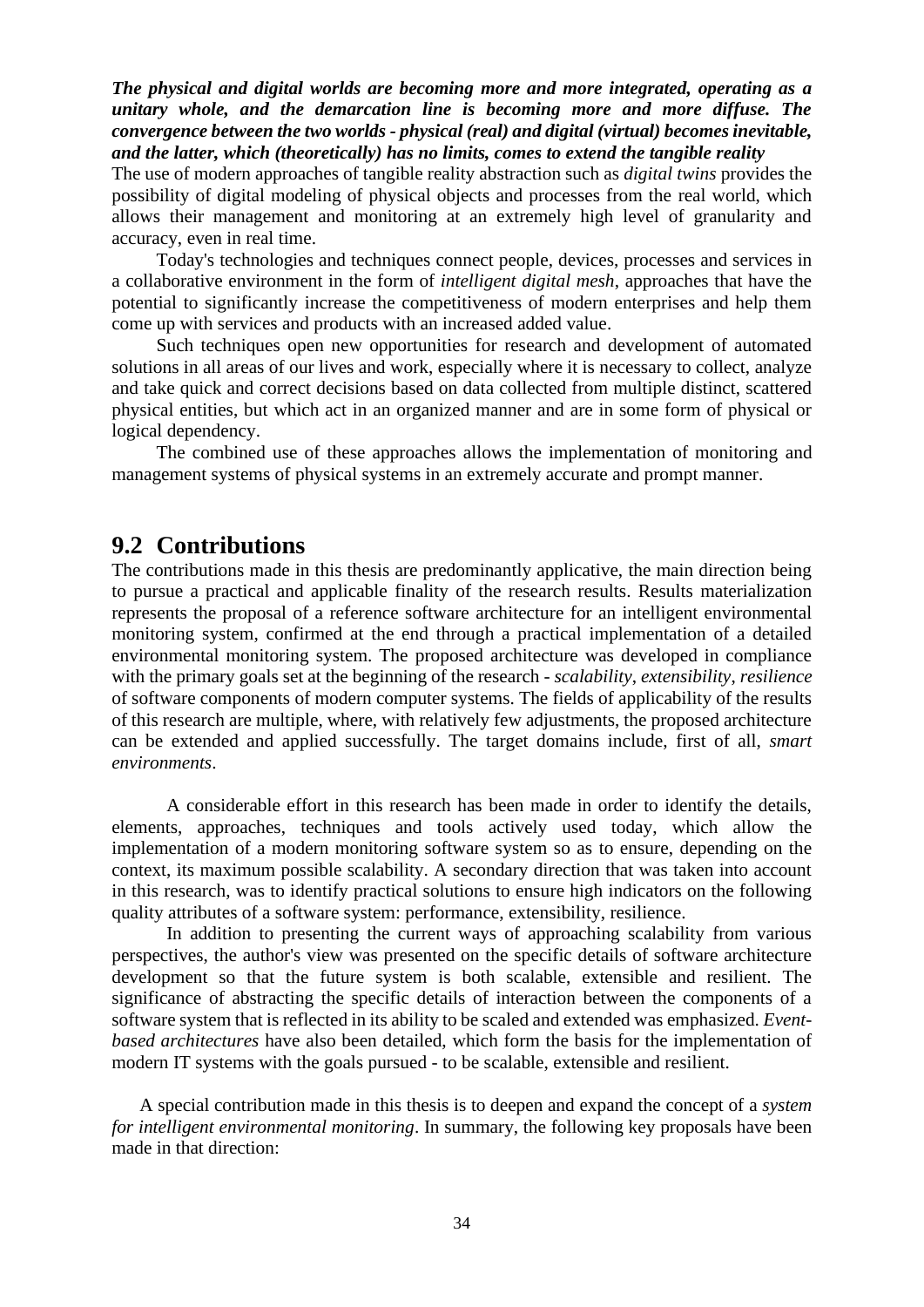***The physical and digital worlds are becoming more and more integrated, operating as a unitary whole, and the demarcation line is becoming more and more diffuse. The convergence between the two worlds - physical (real) and digital (virtual) becomes inevitable, and the latter, which (theoretically) has no limits, comes to extend the tangible reality***

The use of modern approaches of tangible reality abstraction such as *digital twins* provides the possibility of digital modeling of physical objects and processes from the real world, which allows their management and monitoring at an extremely high level of granularity and accuracy, even in real time.

Today's technologies and techniques connect people, devices, processes and services in a collaborative environment in the form of *intelligent digital mesh*, approaches that have the potential to significantly increase the competitiveness of modern enterprises and help them come up with services and products with an increased added value.

Such techniques open new opportunities for research and development of automated solutions in all areas of our lives and work, especially where it is necessary to collect, analyze and take quick and correct decisions based on data collected from multiple distinct, scattered physical entities, but which act in an organized manner and are in some form of physical or logical dependency.

The combined use of these approaches allows the implementation of monitoring and management systems of physical systems in an extremely accurate and prompt manner.

## 9.2 Contributions

The contributions made in this thesis are predominantly applicative, the main direction being to pursue a practical and applicable finality of the research results. Results materialization represents the proposal of a reference software architecture for an intelligent environmental monitoring system, confirmed at the end through a practical implementation of a detailed environmental monitoring system. The proposed architecture was developed in compliance with the primary goals set at the beginning of the research - *scalability*, *extensibility*, *resilience* of software components of modern computer systems. The fields of applicability of the results of this research are multiple, where, with relatively few adjustments, the proposed architecture can be extended and applied successfully. The target domains include, first of all, *smart environments*.

A considerable effort in this research has been made in order to identify the details, elements, approaches, techniques and tools actively used today, which allow the implementation of a modern monitoring software system so as to ensure, depending on the context, its maximum possible scalability. A secondary direction that was taken into account in this research, was to identify practical solutions to ensure high indicators on the following quality attributes of a software system: performance, extensibility, resilience.

In addition to presenting the current ways of approaching scalability from various perspectives, the author's view was presented on the specific details of software architecture development so that the future system is both scalable, extensible and resilient. The significance of abstracting the specific details of interaction between the components of a software system that is reflected in its ability to be scaled and extended was emphasized. *Event-based architectures* have also been detailed, which form the basis for the implementation of modern IT systems with the goals pursued - to be scalable, extensible and resilient.

A special contribution made in this thesis is to deepen and expand the concept of a *system for intelligent environmental monitoring*. In summary, the following key proposals have been made in that direction: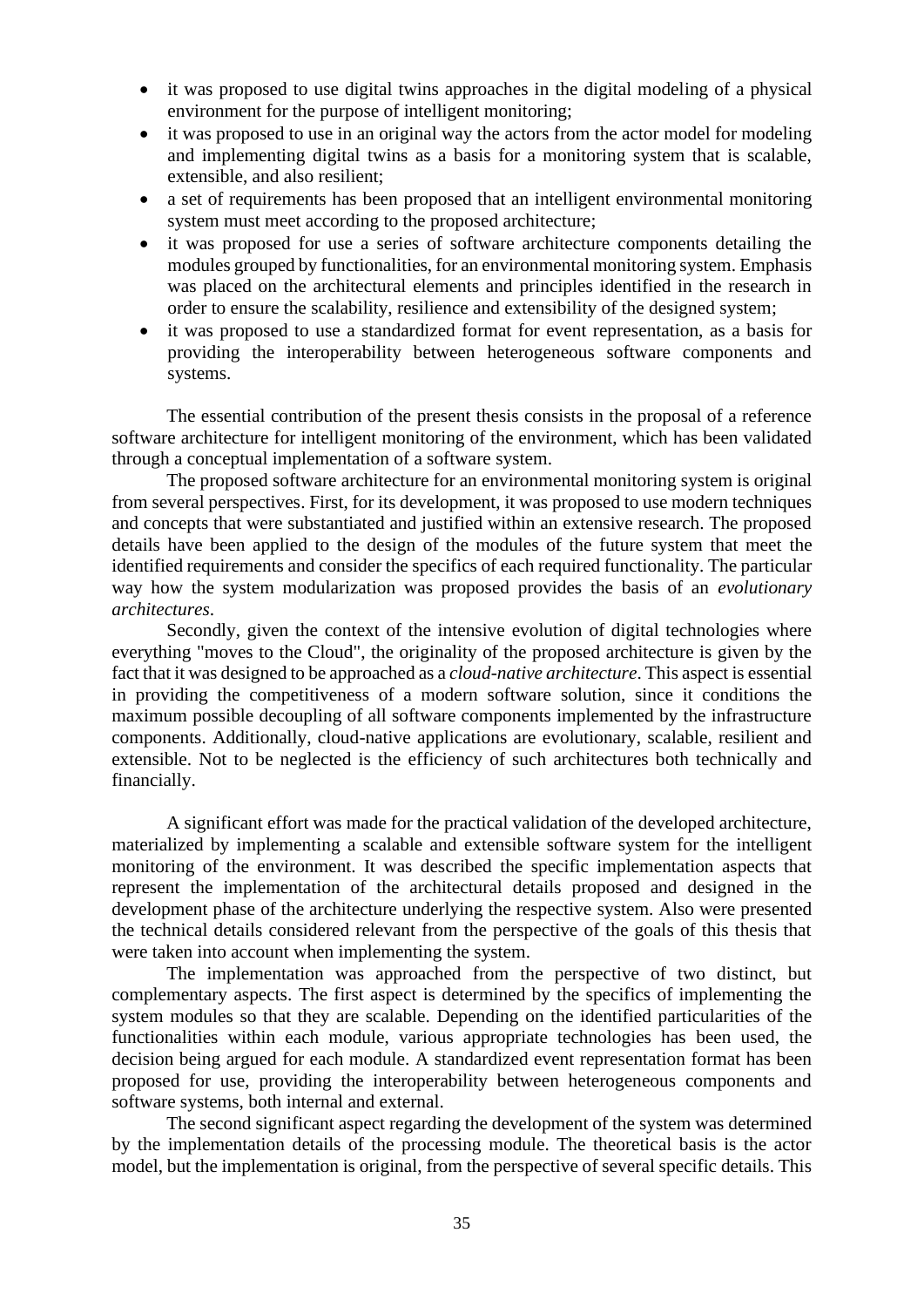- it was proposed to use digital twins approaches in the digital modeling of a physical environment for the purpose of intelligent monitoring;
- it was proposed to use in an original way the actors from the actor model for modeling and implementing digital twins as a basis for a monitoring system that is scalable, extensible, and also resilient;
- a set of requirements has been proposed that an intelligent environmental monitoring system must meet according to the proposed architecture;
- it was proposed for use a series of software architecture components detailing the modules grouped by functionalities, for an environmental monitoring system. Emphasis was placed on the architectural elements and principles identified in the research in order to ensure the scalability, resilience and extensibility of the designed system;
- it was proposed to use a standardized format for event representation, as a basis for providing the interoperability between heterogeneous software components and systems.

The essential contribution of the present thesis consists in the proposal of a reference software architecture for intelligent monitoring of the environment, which has been validated through a conceptual implementation of a software system.

The proposed software architecture for an environmental monitoring system is original from several perspectives. First, for its development, it was proposed to use modern techniques and concepts that were substantiated and justified within an extensive research. The proposed details have been applied to the design of the modules of the future system that meet the identified requirements and consider the specifics of each required functionality. The particular way how the system modularization was proposed provides the basis of an *evolutionary architectures*.

Secondly, given the context of the intensive evolution of digital technologies where everything "moves to the Cloud", the originality of the proposed architecture is given by the fact that it was designed to be approached as a *cloud-native architecture*. This aspect is essential in providing the competitiveness of a modern software solution, since it conditions the maximum possible decoupling of all software components implemented by the infrastructure components. Additionally, cloud-native applications are evolutionary, scalable, resilient and extensible. Not to be neglected is the efficiency of such architectures both technically and financially.

A significant effort was made for the practical validation of the developed architecture, materialized by implementing a scalable and extensible software system for the intelligent monitoring of the environment. It was described the specific implementation aspects that represent the implementation of the architectural details proposed and designed in the development phase of the architecture underlying the respective system. Also were presented the technical details considered relevant from the perspective of the goals of this thesis that were taken into account when implementing the system.

The implementation was approached from the perspective of two distinct, but complementary aspects. The first aspect is determined by the specifics of implementing the system modules so that they are scalable. Depending on the identified particularities of the functionalities within each module, various appropriate technologies has been used, the decision being argued for each module. A standardized event representation format has been proposed for use, providing the interoperability between heterogeneous components and software systems, both internal and external.

The second significant aspect regarding the development of the system was determined by the implementation details of the processing module. The theoretical basis is the actor model, but the implementation is original, from the perspective of several specific details. This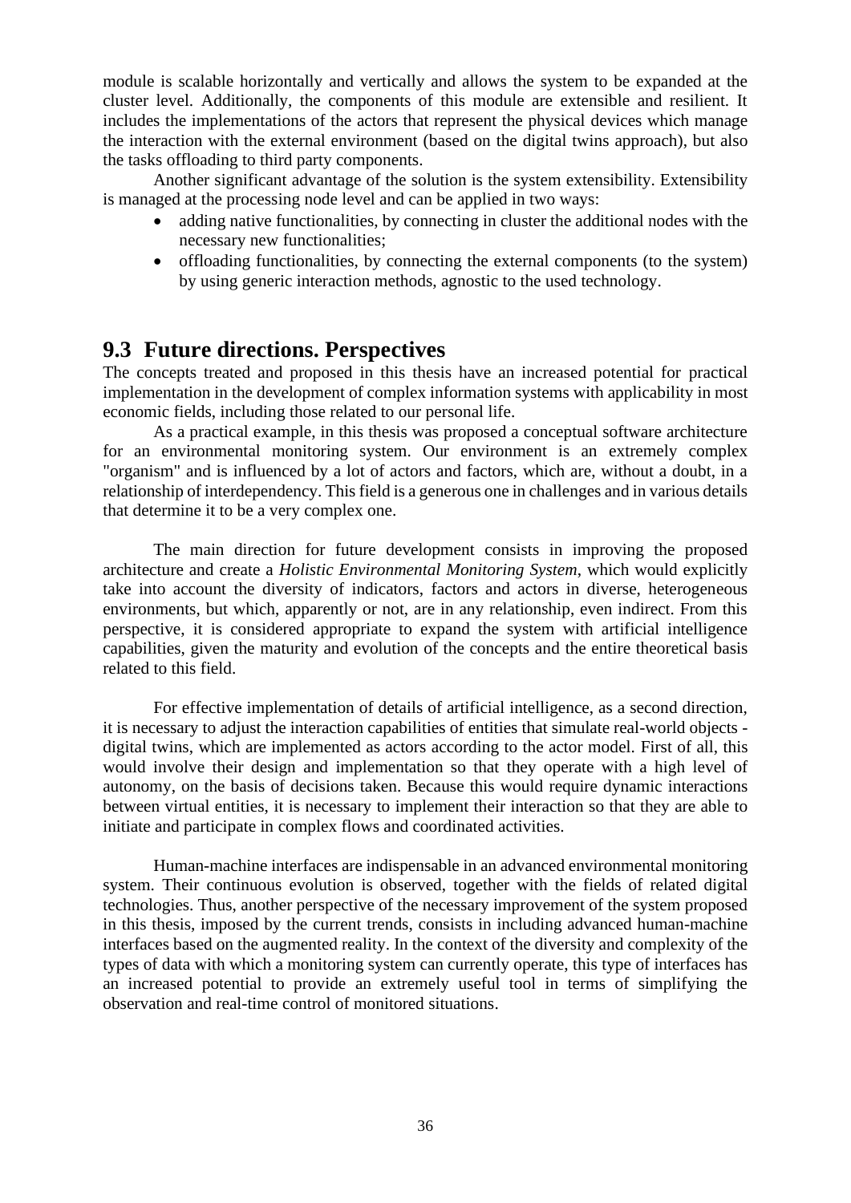module is scalable horizontally and vertically and allows the system to be expanded at the cluster level. Additionally, the components of this module are extensible and resilient. It includes the implementations of the actors that represent the physical devices which manage the interaction with the external environment (based on the digital twins approach), but also the tasks offloading to third party components.

Another significant advantage of the solution is the system extensibility. Extensibility is managed at the processing node level and can be applied in two ways:

- adding native functionalities, by connecting in cluster the additional nodes with the necessary new functionalities;
- offloading functionalities, by connecting the external components (to the system) by using generic interaction methods, agnostic to the used technology.

## 9.3 Future directions. Perspectives

The concepts treated and proposed in this thesis have an increased potential for practical implementation in the development of complex information systems with applicability in most economic fields, including those related to our personal life.

As a practical example, in this thesis was proposed a conceptual software architecture for an environmental monitoring system. Our environment is an extremely complex "organism" and is influenced by a lot of actors and factors, which are, without a doubt, in a relationship of interdependency. This field is a generous one in challenges and in various details that determine it to be a very complex one.

The main direction for future development consists in improving the proposed architecture and create a *Holistic Environmental Monitoring System*, which would explicitly take into account the diversity of indicators, factors and actors in diverse, heterogeneous environments, but which, apparently or not, are in any relationship, even indirect. From this perspective, it is considered appropriate to expand the system with artificial intelligence capabilities, given the maturity and evolution of the concepts and the entire theoretical basis related to this field.

For effective implementation of details of artificial intelligence, as a second direction, it is necessary to adjust the interaction capabilities of entities that simulate real-world objects - digital twins, which are implemented as actors according to the actor model. First of all, this would involve their design and implementation so that they operate with a high level of autonomy, on the basis of decisions taken. Because this would require dynamic interactions between virtual entities, it is necessary to implement their interaction so that they are able to initiate and participate in complex flows and coordinated activities.

Human-machine interfaces are indispensable in an advanced environmental monitoring system. Their continuous evolution is observed, together with the fields of related digital technologies. Thus, another perspective of the necessary improvement of the system proposed in this thesis, imposed by the current trends, consists in including advanced human-machine interfaces based on the augmented reality. In the context of the diversity and complexity of the types of data with which a monitoring system can currently operate, this type of interfaces has an increased potential to provide an extremely useful tool in terms of simplifying the observation and real-time control of monitored situations.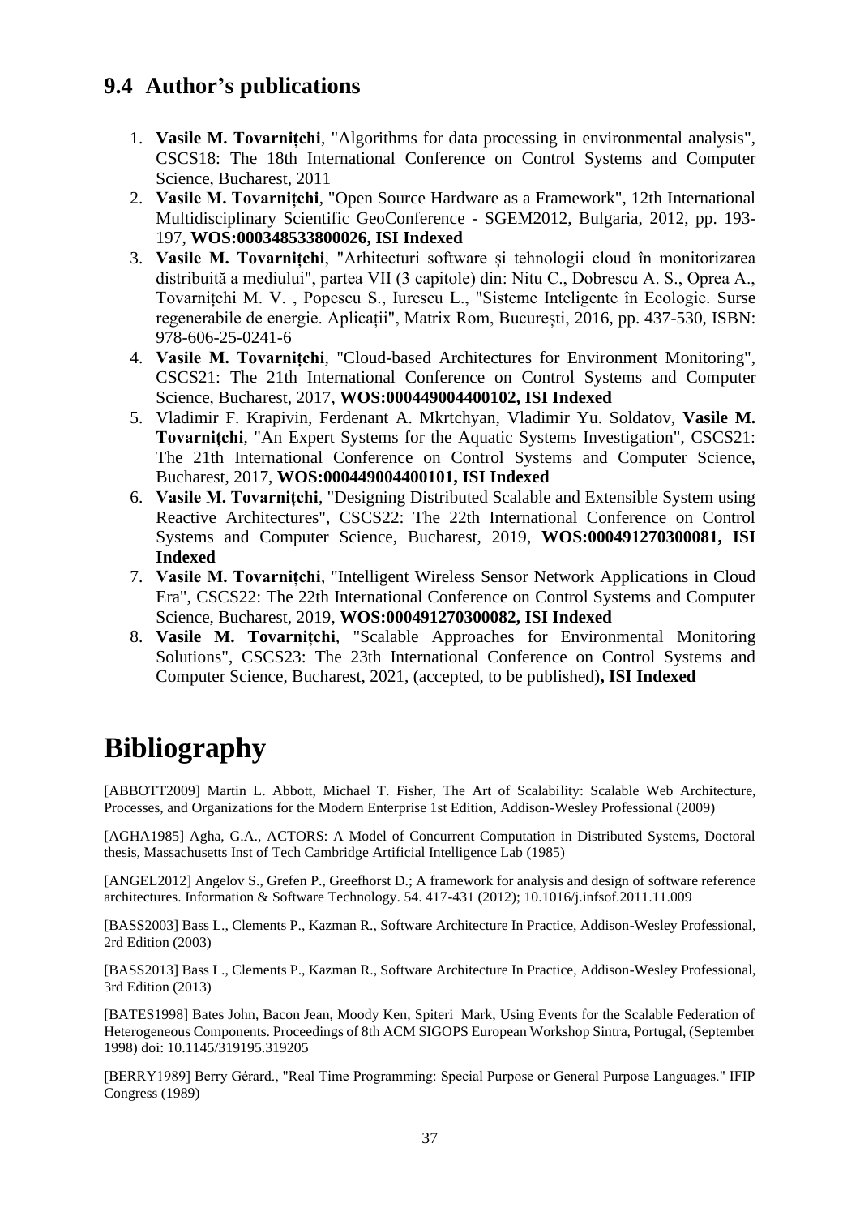## 9.4 Author's publications

1. **Vasile M. Tovarnițchi**, "Algorithms for data processing in environmental analysis", CSCS18: The 18th International Conference on Control Systems and Computer Science, Bucharest, 2011
2. **Vasile M. Tovarnițchi**, "Open Source Hardware as a Framework", 12th International Multidisciplinary Scientific GeoConference - SGEM2012, Bulgaria, 2012, pp. 193-197, **WOS:000348533800026, ISI Indexed**
3. **Vasile M. Tovarnițchi**, "Arhitecturi software și tehnologii cloud în monitorizarea distribuită a mediului", partea VII (3 capitole) din: Nitu C., Dobrescu A. S., Oprea A., Tovarnițchi M. V. , Popescu S., Iurescu L., "Sisteme Inteligente în Ecologie. Surse regenerabile de energie. Aplicații", Matrix Rom, București, 2016, pp. 437-530, ISBN: 978-606-25-0241-6
4. **Vasile M. Tovarnițchi**, "Cloud-based Architectures for Environment Monitoring", CSCS21: The 21th International Conference on Control Systems and Computer Science, Bucharest, 2017, **WOS:000449004400102, ISI Indexed**
5. Vladimir F. Krapivin, Ferdenant A. Mkrtchyan, Vladimir Yu. Soldatov, **Vasile M. Tovarnițchi**, "An Expert Systems for the Aquatic Systems Investigation", CSCS21: The 21th International Conference on Control Systems and Computer Science, Bucharest, 2017, **WOS:000449004400101, ISI Indexed**
6. **Vasile M. Tovarnițchi**, "Designing Distributed Scalable and Extensible System using Reactive Architectures", CSCS22: The 22th International Conference on Control Systems and Computer Science, Bucharest, 2019, **WOS:000491270300081, ISI Indexed**
7. **Vasile M. Tovarnițchi**, "Intelligent Wireless Sensor Network Applications in Cloud Era", CSCS22: The 22th International Conference on Control Systems and Computer Science, Bucharest, 2019, **WOS:000491270300082, ISI Indexed**
8. **Vasile M. Tovarnițchi**, "Scalable Approaches for Environmental Monitoring Solutions", CSCS23: The 23th International Conference on Control Systems and Computer Science, Bucharest, 2021, (accepted, to be published)**, ISI Indexed**

# Bibliography

[ABBOTT2009] Martin L. Abbott, Michael T. Fisher, The Art of Scalability: Scalable Web Architecture, Processes, and Organizations for the Modern Enterprise 1st Edition, Addison-Wesley Professional (2009)

[AGHA1985] Agha, G.A., ACTORS: A Model of Concurrent Computation in Distributed Systems, Doctoral thesis, Massachusetts Inst of Tech Cambridge Artificial Intelligence Lab (1985)

[ANGEL2012] Angelov S., Grefen P., Greefhorst D.; A framework for analysis and design of software reference architectures. Information & Software Technology. 54. 417-431 (2012); 10.1016/j.infsof.2011.11.009

[BASS2003] Bass L., Clements P., Kazman R., Software Architecture In Practice, Addison-Wesley Professional, 2rd Edition (2003)

[BASS2013] Bass L., Clements P., Kazman R., Software Architecture In Practice, Addison-Wesley Professional, 3rd Edition (2013)

[BATES1998] Bates John, Bacon Jean, Moody Ken, Spiteri Mark, Using Events for the Scalable Federation of Heterogeneous Components. Proceedings of 8th ACM SIGOPS European Workshop Sintra, Portugal, (September 1998) doi: 10.1145/319195.319205

[BERRY1989] Berry Gérard., "Real Time Programming: Special Purpose or General Purpose Languages." IFIP Congress (1989)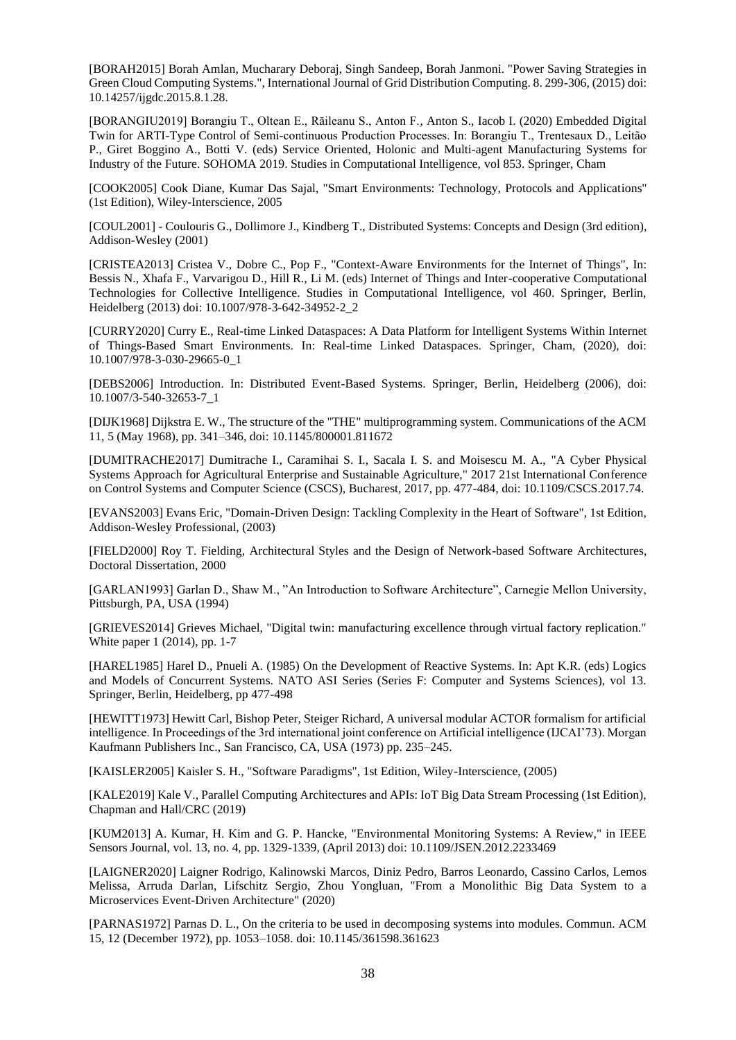[BORAH2015] Borah Amlan, Mucharary Deboraj, Singh Sandeep, Borah Janmoni. "Power Saving Strategies in Green Cloud Computing Systems.", International Journal of Grid Distribution Computing. 8. 299-306, (2015) doi: 10.14257/ijgdc.2015.8.1.28.

[BORANGIU2019] Borangiu T., Oltean E., Răileanu S., Anton F., Anton S., Iacob I. (2020) Embedded Digital Twin for ARTI-Type Control of Semi-continuous Production Processes. In: Borangiu T., Trentesaux D., Leitão P., Giret Boggino A., Botti V. (eds) Service Oriented, Holonic and Multi-agent Manufacturing Systems for Industry of the Future. SOHOMA 2019. Studies in Computational Intelligence, vol 853. Springer, Cham

[COOK2005] Cook Diane, Kumar Das Sajal, "Smart Environments: Technology, Protocols and Applications" (1st Edition), Wiley-Interscience, 2005

[COUL2001] - Coulouris G., Dollimore J., Kindberg T., Distributed Systems: Concepts and Design (3rd edition), Addison-Wesley (2001)

[CRISTEA2013] Cristea V., Dobre C., Pop F., "Context-Aware Environments for the Internet of Things", In: Bessis N., Xhafa F., Varvarigou D., Hill R., Li M. (eds) Internet of Things and Inter-cooperative Computational Technologies for Collective Intelligence. Studies in Computational Intelligence, vol 460. Springer, Berlin, Heidelberg (2013) doi: 10.1007/978-3-642-34952-2_2

[CURRY2020] Curry E., Real-time Linked Dataspaces: A Data Platform for Intelligent Systems Within Internet of Things-Based Smart Environments. In: Real-time Linked Dataspaces. Springer, Cham, (2020), doi: 10.1007/978-3-030-29665-0_1

[DEBS2006] Introduction. In: Distributed Event-Based Systems. Springer, Berlin, Heidelberg (2006), doi: 10.1007/3-540-32653-7_1

[DIJK1968] Dijkstra E. W., The structure of the "THE" multiprogramming system. Communications of the ACM 11, 5 (May 1968), pp. 341–346, doi: 10.1145/800001.811672

[DUMITRACHE2017] Dumitrache I., Caramihai S. I., Sacala I. S. and Moisescu M. A., "A Cyber Physical Systems Approach for Agricultural Enterprise and Sustainable Agriculture," 2017 21st International Conference on Control Systems and Computer Science (CSCS), Bucharest, 2017, pp. 477-484, doi: 10.1109/CSCS.2017.74.

[EVANS2003] Evans Eric, "Domain-Driven Design: Tackling Complexity in the Heart of Software", 1st Edition, Addison-Wesley Professional, (2003)

[FIELD2000] Roy T. Fielding, Architectural Styles and the Design of Network-based Software Architectures, Doctoral Dissertation, 2000

[GARLAN1993] Garlan D., Shaw M., "An Introduction to Software Architecture", Carnegie Mellon University, Pittsburgh, PA, USA (1994)

[GRIEVES2014] Grieves Michael, "Digital twin: manufacturing excellence through virtual factory replication." White paper 1 (2014), pp. 1-7

[HAREL1985] Harel D., Pnueli A. (1985) On the Development of Reactive Systems. In: Apt K.R. (eds) Logics and Models of Concurrent Systems. NATO ASI Series (Series F: Computer and Systems Sciences), vol 13. Springer, Berlin, Heidelberg, pp 477-498

[HEWITT1973] Hewitt Carl, Bishop Peter, Steiger Richard, A universal modular ACTOR formalism for artificial intelligence. In Proceedings of the 3rd international joint conference on Artificial intelligence (IJCAI'73). Morgan Kaufmann Publishers Inc., San Francisco, CA, USA (1973) pp. 235–245.

[KAISLER2005] Kaisler S. H., "Software Paradigms", 1st Edition, Wiley-Interscience, (2005)

[KALE2019] Kale V., Parallel Computing Architectures and APIs: IoT Big Data Stream Processing (1st Edition), Chapman and Hall/CRC (2019)

[KUM2013] A. Kumar, H. Kim and G. P. Hancke, "Environmental Monitoring Systems: A Review," in IEEE Sensors Journal, vol. 13, no. 4, pp. 1329-1339, (April 2013) doi: 10.1109/JSEN.2012.2233469

[LAIGNER2020] Laigner Rodrigo, Kalinowski Marcos, Diniz Pedro, Barros Leonardo, Cassino Carlos, Lemos Melissa, Arruda Darlan, Lifschitz Sergio, Zhou Yongluan, "From a Monolithic Big Data System to a Microservices Event-Driven Architecture" (2020)

[PARNAS1972] Parnas D. L., On the criteria to be used in decomposing systems into modules. Commun. ACM 15, 12 (December 1972), pp. 1053–1058. doi: 10.1145/361598.361623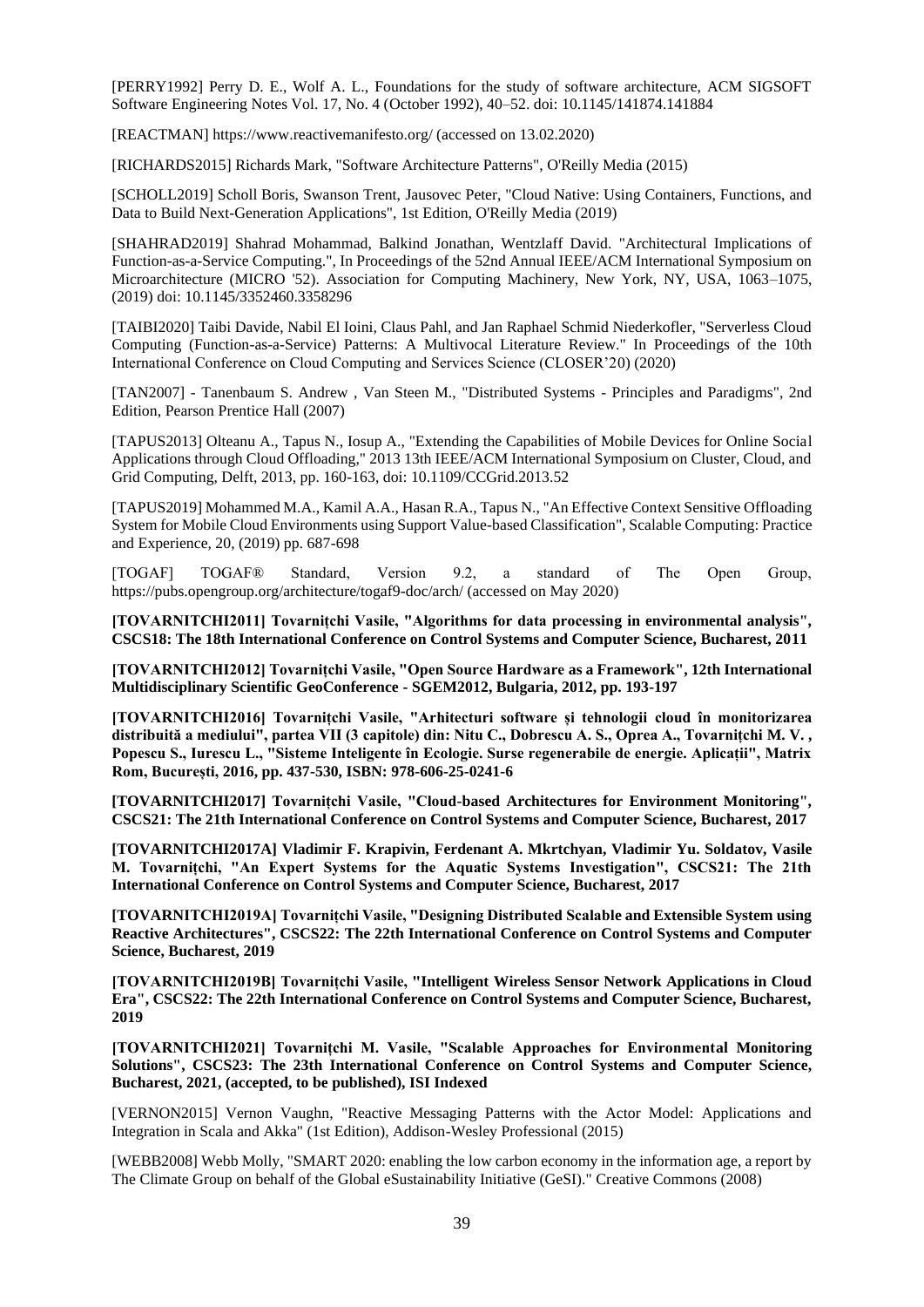[PERRY1992] Perry D. E., Wolf A. L., Foundations for the study of software architecture, ACM SIGSOFT Software Engineering Notes Vol. 17, No. 4 (October 1992), 40–52. doi: 10.1145/141874.141884

[REACTMAN] https://www.reactivemanifesto.org/ (accessed on 13.02.2020)

[RICHARDS2015] Richards Mark, "Software Architecture Patterns", O'Reilly Media (2015)

[SCHOLL2019] Scholl Boris, Swanson Trent, Jausovec Peter, "Cloud Native: Using Containers, Functions, and Data to Build Next-Generation Applications", 1st Edition, O'Reilly Media (2019)

[SHAHRAD2019] Shahrad Mohammad, Balkind Jonathan, Wentzlaff David. "Architectural Implications of Function-as-a-Service Computing.", In Proceedings of the 52nd Annual IEEE/ACM International Symposium on Microarchitecture (MICRO '52). Association for Computing Machinery, New York, NY, USA, 1063–1075, (2019) doi: 10.1145/3352460.3358296

[TAIBI2020] Taibi Davide, Nabil El Ioini, Claus Pahl, and Jan Raphael Schmid Niederkofler, "Serverless Cloud Computing (Function-as-a-Service) Patterns: A Multivocal Literature Review." In Proceedings of the 10th International Conference on Cloud Computing and Services Science (CLOSER'20) (2020)

[TAN2007] - Tanenbaum S. Andrew , Van Steen M., "Distributed Systems - Principles and Paradigms", 2nd Edition, Pearson Prentice Hall (2007)

[TAPUS2013] Olteanu A., Tapus N., Iosup A., "Extending the Capabilities of Mobile Devices for Online Social Applications through Cloud Offloading," 2013 13th IEEE/ACM International Symposium on Cluster, Cloud, and Grid Computing, Delft, 2013, pp. 160-163, doi: 10.1109/CCGrid.2013.52

[TAPUS2019] Mohammed M.A., Kamil A.A., Hasan R.A., Tapus N., "An Effective Context Sensitive Offloading System for Mobile Cloud Environments using Support Value-based Classification", Scalable Computing: Practice and Experience, 20, (2019) pp. 687-698

[TOGAF] TOGAF® Standard, Version 9.2, a standard of The Open Group, https://pubs.opengroup.org/architecture/togaf9-doc/arch/ (accessed on May 2020)

**[TOVARNITCHI2011] Tovarnițchi Vasile, "Algorithms for data processing in environmental analysis", CSCS18: The 18th International Conference on Control Systems and Computer Science, Bucharest, 2011**

**[TOVARNITCHI2012] Tovarnițchi Vasile, "Open Source Hardware as a Framework", 12th International Multidisciplinary Scientific GeoConference - SGEM2012, Bulgaria, 2012, pp. 193-197**

**[TOVARNITCHI2016] Tovarnițchi Vasile, "Arhitecturi software și tehnologii cloud în monitorizarea distribuită a mediului", partea VII (3 capitole) din: Nitu C., Dobrescu A. S., Oprea A., Tovarnițchi M. V. , Popescu S., Iurescu L., "Sisteme Inteligente în Ecologie. Surse regenerabile de energie. Aplicații", Matrix Rom, București, 2016, pp. 437-530, ISBN: 978-606-25-0241-6**

**[TOVARNITCHI2017] Tovarnițchi Vasile, "Cloud-based Architectures for Environment Monitoring", CSCS21: The 21th International Conference on Control Systems and Computer Science, Bucharest, 2017**

**[TOVARNITCHI2017A] Vladimir F. Krapivin, Ferdenant A. Mkrtchyan, Vladimir Yu. Soldatov, Vasile M. Tovarnițchi, "An Expert Systems for the Aquatic Systems Investigation", CSCS21: The 21th International Conference on Control Systems and Computer Science, Bucharest, 2017**

**[TOVARNITCHI2019A] Tovarnițchi Vasile, "Designing Distributed Scalable and Extensible System using Reactive Architectures", CSCS22: The 22th International Conference on Control Systems and Computer Science, Bucharest, 2019**

**[TOVARNITCHI2019B] Tovarnițchi Vasile, "Intelligent Wireless Sensor Network Applications in Cloud Era", CSCS22: The 22th International Conference on Control Systems and Computer Science, Bucharest, 2019**

**[TOVARNITCHI2021] Tovarnițchi M. Vasile, "Scalable Approaches for Environmental Monitoring Solutions", CSCS23: The 23th International Conference on Control Systems and Computer Science, Bucharest, 2021, (accepted, to be published), ISI Indexed**

[VERNON2015] Vernon Vaughn, "Reactive Messaging Patterns with the Actor Model: Applications and Integration in Scala and Akka" (1st Edition), Addison-Wesley Professional (2015)

[WEBB2008] Webb Molly, "SMART 2020: enabling the low carbon economy in the information age, a report by The Climate Group on behalf of the Global eSustainability Initiative (GeSI)." Creative Commons (2008)